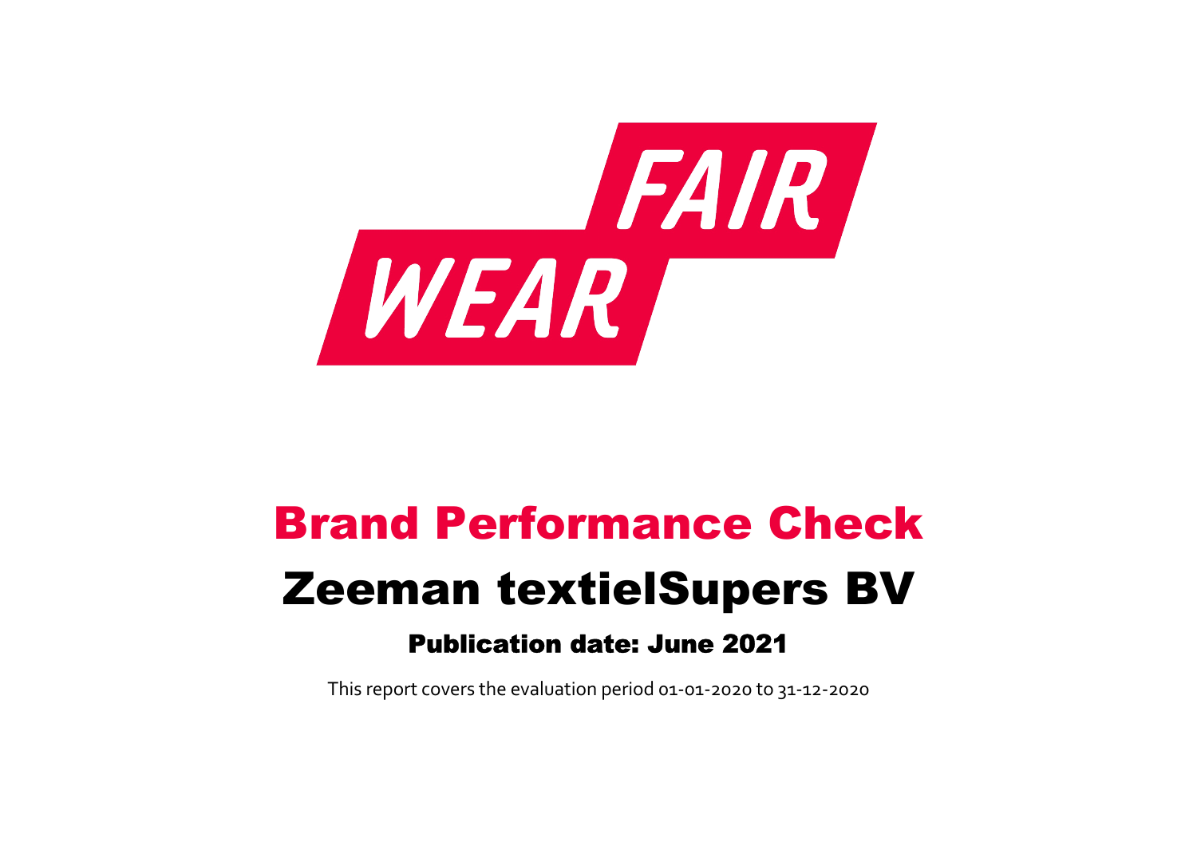FAIR WEAR

# Brand Performance Check

# Zeeman textielSupers BV

### Publication date: June 2021

This report covers the evaluation period 01-01-2020 to 31-12-2020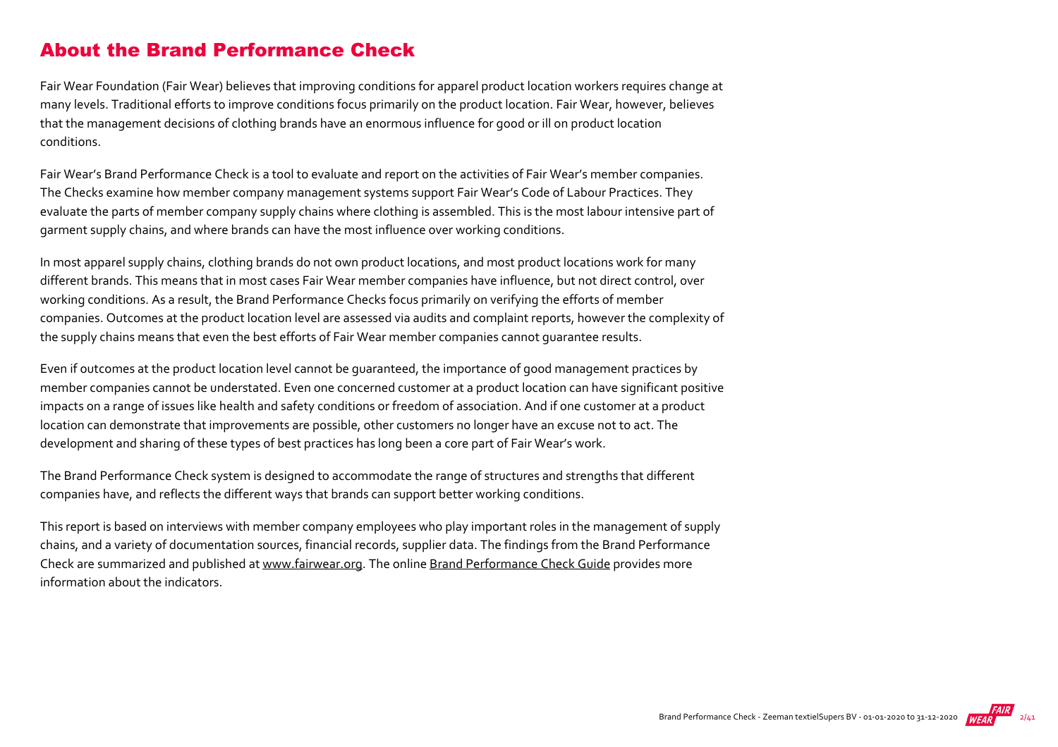# About the Brand Performance Check

Fair Wear Foundation (Fair Wear) believes that improving conditions for apparel product location workers requires change at many levels. Traditional efforts to improve conditions focus primarily on the product location. Fair Wear, however, believes that the management decisions of clothing brands have an enormous influence for good or ill on product location conditions.

Fair Wear's Brand Performance Check is a tool to evaluate and report on the activities of Fair Wear's member companies. The Checks examine how member company management systems support Fair Wear's Code of Labour Practices. They evaluate the parts of member company supply chains where clothing is assembled. This is the most labour intensive part of garment supply chains, and where brands can have the most influence over working conditions.

In most apparel supply chains, clothing brands do not own product locations, and most product locations work for many different brands. This means that in most cases Fair Wear member companies have influence, but not direct control, over working conditions. As a result, the Brand Performance Checks focus primarily on verifying the efforts of member companies. Outcomes at the product location level are assessed via audits and complaint reports, however the complexity of the supply chains means that even the best efforts of Fair Wear member companies cannot guarantee results.

Even if outcomes at the product location level cannot be guaranteed, the importance of good management practices by member companies cannot be understated. Even one concerned customer at a product location can have significant positive impacts on a range of issues like health and safety conditions or freedom of association. And if one customer at a product location can demonstrate that improvements are possible, other customers no longer have an excuse not to act. The development and sharing of these types of best practices has long been a core part of Fair Wear's work.

The Brand Performance Check system is designed to accommodate the range of structures and strengths that different companies have, and reflects the different ways that brands can support better working conditions.

This report is based on interviews with member company employees who play important roles in the management of supply chains, and a variety of documentation sources, financial records, supplier data. The findings from the Brand Performance Check are summarized and published at www.fairwear.org. The online Brand Performance Check Guide provides more information about the indicators.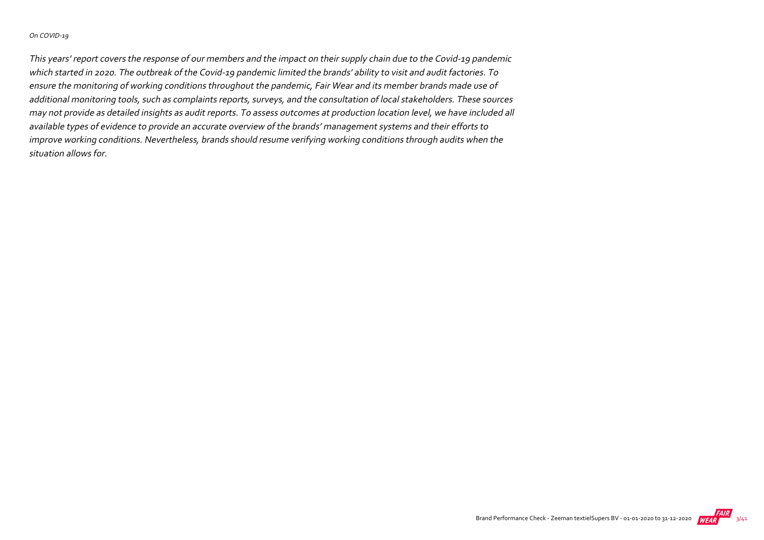*On COVID-19*

*This years' report covers the response of our members and the impact on their supply chain due to the Covid-19 pandemic which started in 2020. The outbreak of the Covid-19 pandemic limited the brands' ability to visit and audit factories. To ensure the monitoring of working conditions throughout the pandemic, Fair Wear and its member brands made use of additional monitoring tools, such as complaints reports, surveys, and the consultation of local stakeholders. These sources may not provide as detailed insights as audit reports. To assess outcomes at production location level, we have included all available types of evidence to provide an accurate overview of the brands' management systems and their efforts to improve working conditions. Nevertheless, brands should resume verifying working conditions through audits when the situation allows for.*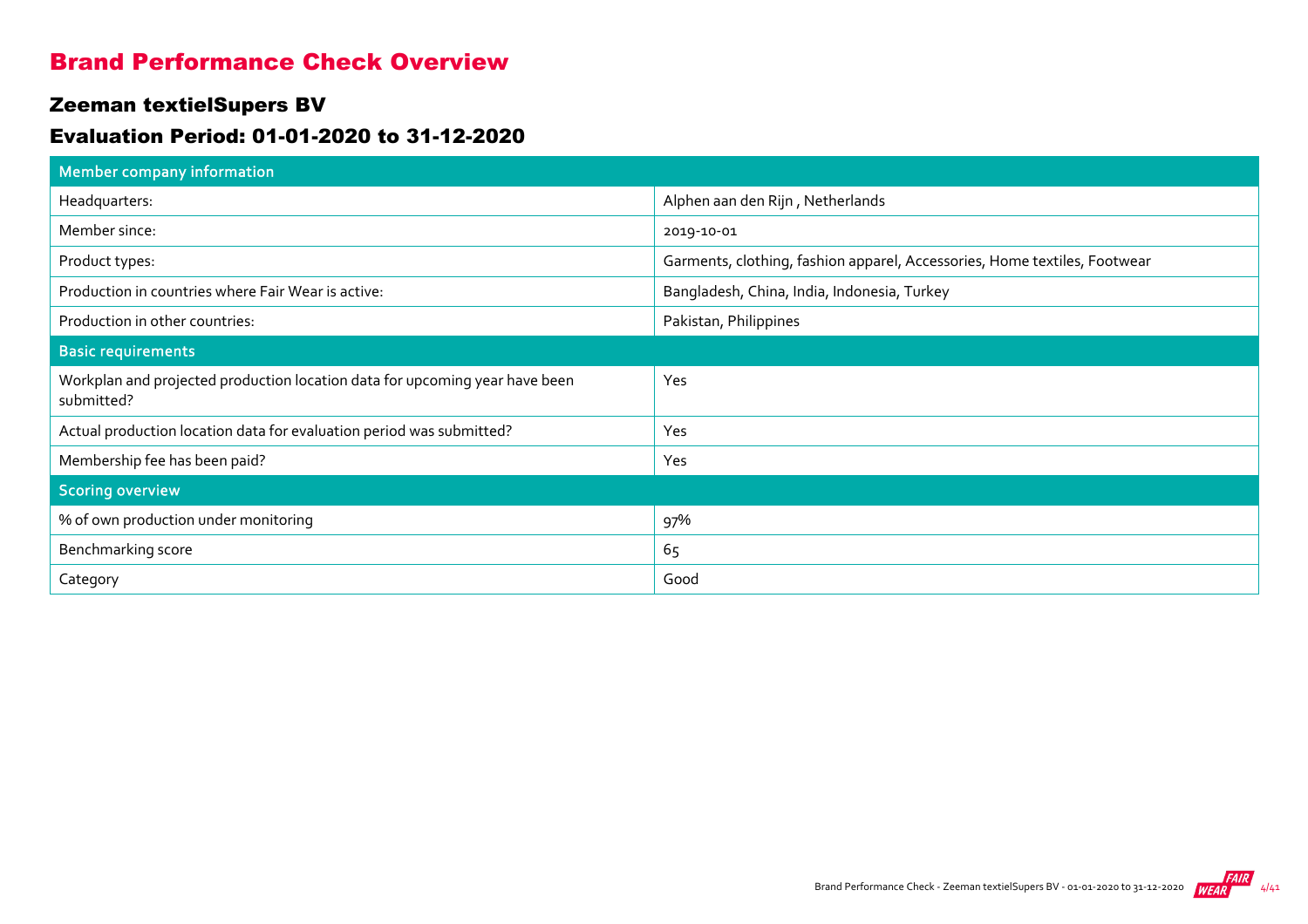# Brand Performance Check Overview

## Zeeman textielSupers BV

## Evaluation Period: 01-01-2020 to 31-12-2020

| Member company information | |
|---|---|
| Headquarters: | Alphen aan den Rijn , Netherlands |
| Member since: | 2019-10-01 |
| Product types: | Garments, clothing, fashion apparel, Accessories, Home textiles, Footwear |
| Production in countries where Fair Wear is active: | Bangladesh, China, India, Indonesia, Turkey |
| Production in other countries: | Pakistan, Philippines |
| **Basic requirements** | |
| Workplan and projected production location data for upcoming year have been submitted? | Yes |
| Actual production location data for evaluation period was submitted? | Yes |
| Membership fee has been paid? | Yes |
| **Scoring overview** | |
| % of own production under monitoring | 97% |
| Benchmarking score | 65 |
| Category | Good |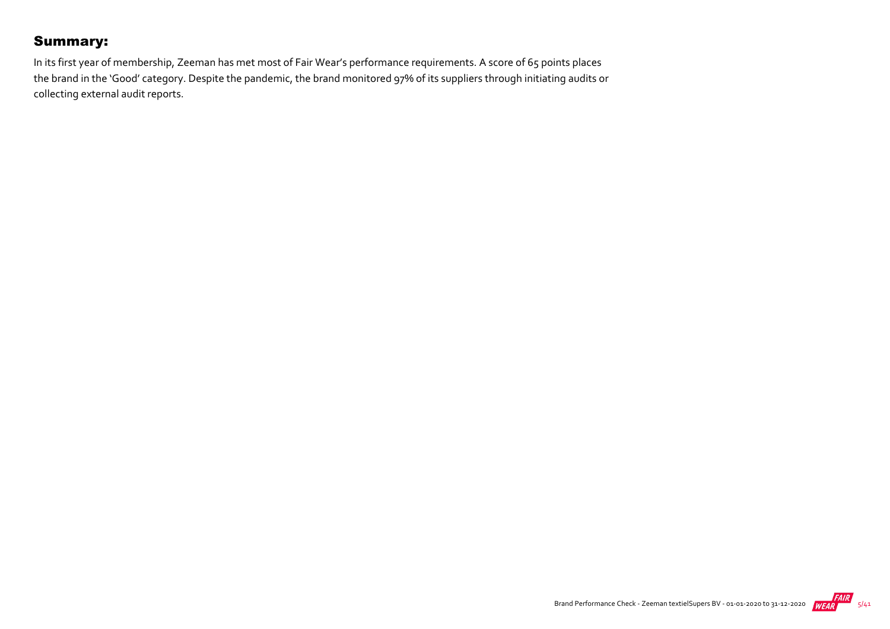## Summary:

In its first year of membership, Zeeman has met most of Fair Wear's performance requirements. A score of 65 points places the brand in the 'Good' category. Despite the pandemic, the brand monitored 97% of its suppliers through initiating audits or collecting external audit reports.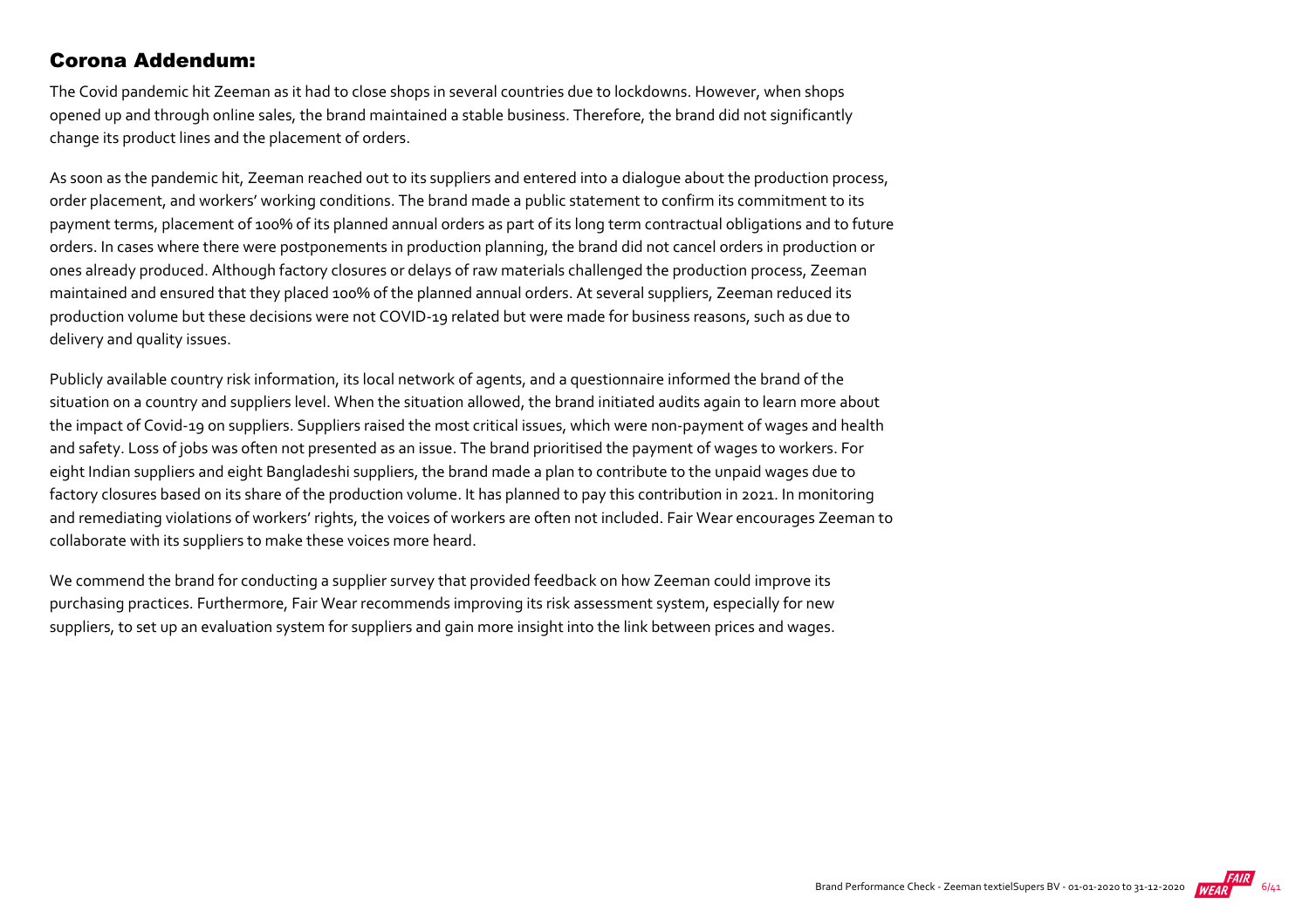## Corona Addendum:

The Covid pandemic hit Zeeman as it had to close shops in several countries due to lockdowns. However, when shops opened up and through online sales, the brand maintained a stable business. Therefore, the brand did not significantly change its product lines and the placement of orders.

As soon as the pandemic hit, Zeeman reached out to its suppliers and entered into a dialogue about the production process, order placement, and workers' working conditions. The brand made a public statement to confirm its commitment to its payment terms, placement of 100% of its planned annual orders as part of its long term contractual obligations and to future orders. In cases where there were postponements in production planning, the brand did not cancel orders in production or ones already produced. Although factory closures or delays of raw materials challenged the production process, Zeeman maintained and ensured that they placed 100% of the planned annual orders. At several suppliers, Zeeman reduced its production volume but these decisions were not COVID-19 related but were made for business reasons, such as due to delivery and quality issues.

Publicly available country risk information, its local network of agents, and a questionnaire informed the brand of the situation on a country and suppliers level. When the situation allowed, the brand initiated audits again to learn more about the impact of Covid-19 on suppliers. Suppliers raised the most critical issues, which were non-payment of wages and health and safety. Loss of jobs was often not presented as an issue. The brand prioritised the payment of wages to workers. For eight Indian suppliers and eight Bangladeshi suppliers, the brand made a plan to contribute to the unpaid wages due to factory closures based on its share of the production volume. It has planned to pay this contribution in 2021. In monitoring and remediating violations of workers' rights, the voices of workers are often not included. Fair Wear encourages Zeeman to collaborate with its suppliers to make these voices more heard.

We commend the brand for conducting a supplier survey that provided feedback on how Zeeman could improve its purchasing practices. Furthermore, Fair Wear recommends improving its risk assessment system, especially for new suppliers, to set up an evaluation system for suppliers and gain more insight into the link between prices and wages.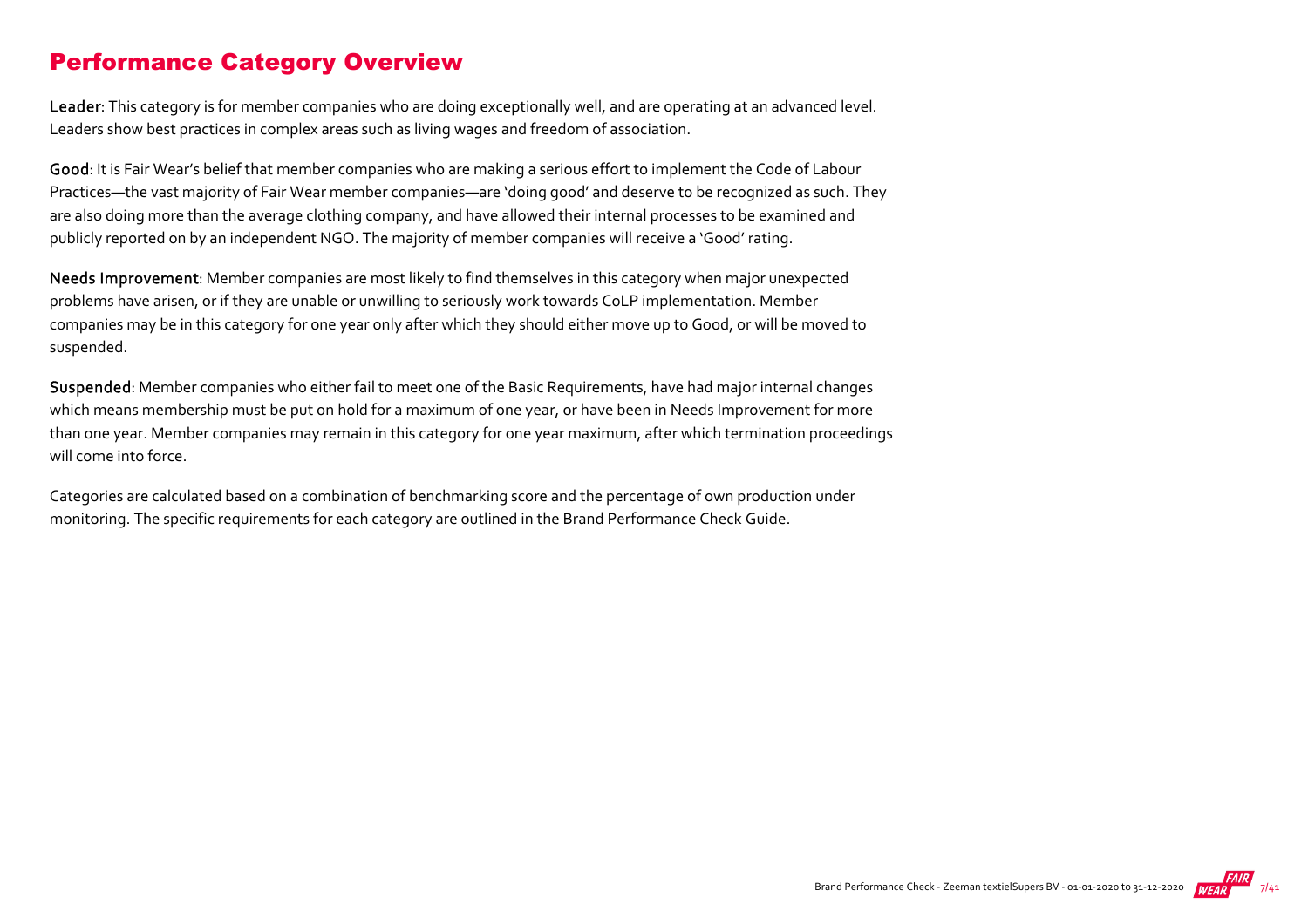## Performance Category Overview

**Leader**: This category is for member companies who are doing exceptionally well, and are operating at an advanced level. Leaders show best practices in complex areas such as living wages and freedom of association.

**Good**: It is Fair Wear's belief that member companies who are making a serious effort to implement the Code of Labour Practices—the vast majority of Fair Wear member companies—are 'doing good' and deserve to be recognized as such. They are also doing more than the average clothing company, and have allowed their internal processes to be examined and publicly reported on by an independent NGO. The majority of member companies will receive a 'Good' rating.

**Needs Improvement**: Member companies are most likely to find themselves in this category when major unexpected problems have arisen, or if they are unable or unwilling to seriously work towards CoLP implementation. Member companies may be in this category for one year only after which they should either move up to Good, or will be moved to suspended.

**Suspended**: Member companies who either fail to meet one of the Basic Requirements, have had major internal changes which means membership must be put on hold for a maximum of one year, or have been in Needs Improvement for more than one year. Member companies may remain in this category for one year maximum, after which termination proceedings will come into force.

Categories are calculated based on a combination of benchmarking score and the percentage of own production under monitoring. The specific requirements for each category are outlined in the Brand Performance Check Guide.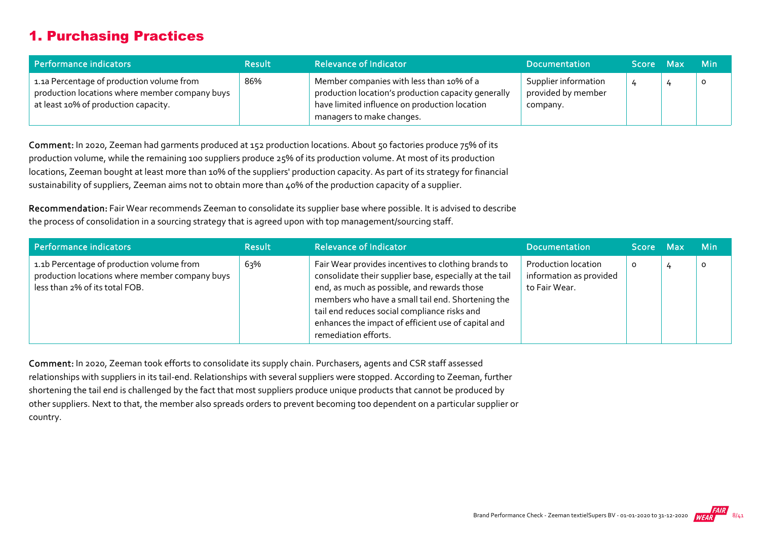## 1. Purchasing Practices

| Performance indicators | Result | Relevance of Indicator | Documentation | Score | Max | Min |
|---|---|---|---|---|---|---|
| 1.1a Percentage of production volume from production locations where member company buys at least 10% of production capacity. | 86% | Member companies with less than 10% of a production location's production capacity generally have limited influence on production location managers to make changes. | Supplier information provided by member company. | 4 | 4 | 0 |

**Comment:** In 2020, Zeeman had garments produced at 152 production locations. About 50 factories produce 75% of its production volume, while the remaining 100 suppliers produce 25% of its production volume. At most of its production locations, Zeeman bought at least more than 10% of the suppliers' production capacity. As part of its strategy for financial sustainability of suppliers, Zeeman aims not to obtain more than 40% of the production capacity of a supplier.

**Recommendation:** Fair Wear recommends Zeeman to consolidate its supplier base where possible. It is advised to describe the process of consolidation in a sourcing strategy that is agreed upon with top management/sourcing staff.

| Performance indicators | Result | Relevance of Indicator | Documentation | Score | Max | Min |
|---|---|---|---|---|---|---|
| 1.1b Percentage of production volume from production locations where member company buys less than 2% of its total FOB. | 63% | Fair Wear provides incentives to clothing brands to consolidate their supplier base, especially at the tail end, as much as possible, and rewards those members who have a small tail end. Shortening the tail end reduces social compliance risks and enhances the impact of efficient use of capital and remediation efforts. | Production location information as provided to Fair Wear. | 0 | 4 | 0 |

**Comment:** In 2020, Zeeman took efforts to consolidate its supply chain. Purchasers, agents and CSR staff assessed relationships with suppliers in its tail-end. Relationships with several suppliers were stopped. According to Zeeman, further shortening the tail end is challenged by the fact that most suppliers produce unique products that cannot be produced by other suppliers. Next to that, the member also spreads orders to prevent becoming too dependent on a particular supplier or country.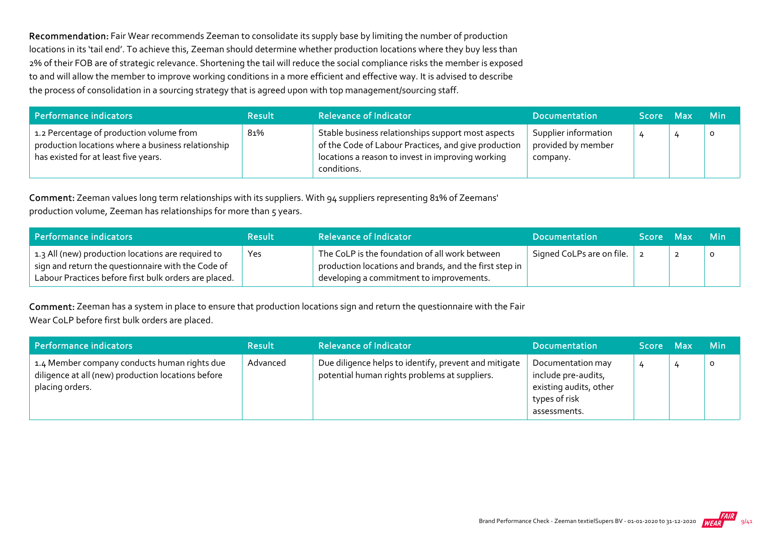**Recommendation:** Fair Wear recommends Zeeman to consolidate its supply base by limiting the number of production locations in its 'tail end'. To achieve this, Zeeman should determine whether production locations where they buy less than 2% of their FOB are of strategic relevance. Shortening the tail will reduce the social compliance risks the member is exposed to and will allow the member to improve working conditions in a more efficient and effective way. It is advised to describe the process of consolidation in a sourcing strategy that is agreed upon with top management/sourcing staff.

| Performance indicators | Result | Relevance of Indicator | Documentation | Score | Max | Min |
|---|---|---|---|---|---|---|
| 1.2 Percentage of production volume from production locations where a business relationship has existed for at least five years. | 81% | Stable business relationships support most aspects of the Code of Labour Practices, and give production locations a reason to invest in improving working conditions. | Supplier information provided by member company. | 4 | 4 | 0 |

**Comment:** Zeeman values long term relationships with its suppliers. With 94 suppliers representing 81% of Zeemans' production volume, Zeeman has relationships for more than 5 years.

| Performance indicators | Result | Relevance of Indicator | Documentation | Score | Max | Min |
|---|---|---|---|---|---|---|
| 1.3 All (new) production locations are required to sign and return the questionnaire with the Code of Labour Practices before first bulk orders are placed. | Yes | The CoLP is the foundation of all work between production locations and brands, and the first step in developing a commitment to improvements. | Signed CoLPs are on file. | 2 | 2 | 0 |

**Comment:** Zeeman has a system in place to ensure that production locations sign and return the questionnaire with the Fair Wear CoLP before first bulk orders are placed.

| Performance indicators | Result | Relevance of Indicator | Documentation | Score | Max | Min |
|---|---|---|---|---|---|---|
| 1.4 Member company conducts human rights due diligence at all (new) production locations before placing orders. | Advanced | Due diligence helps to identify, prevent and mitigate potential human rights problems at suppliers. | Documentation may include pre-audits, existing audits, other types of risk assessments. | 4 | 4 | 0 |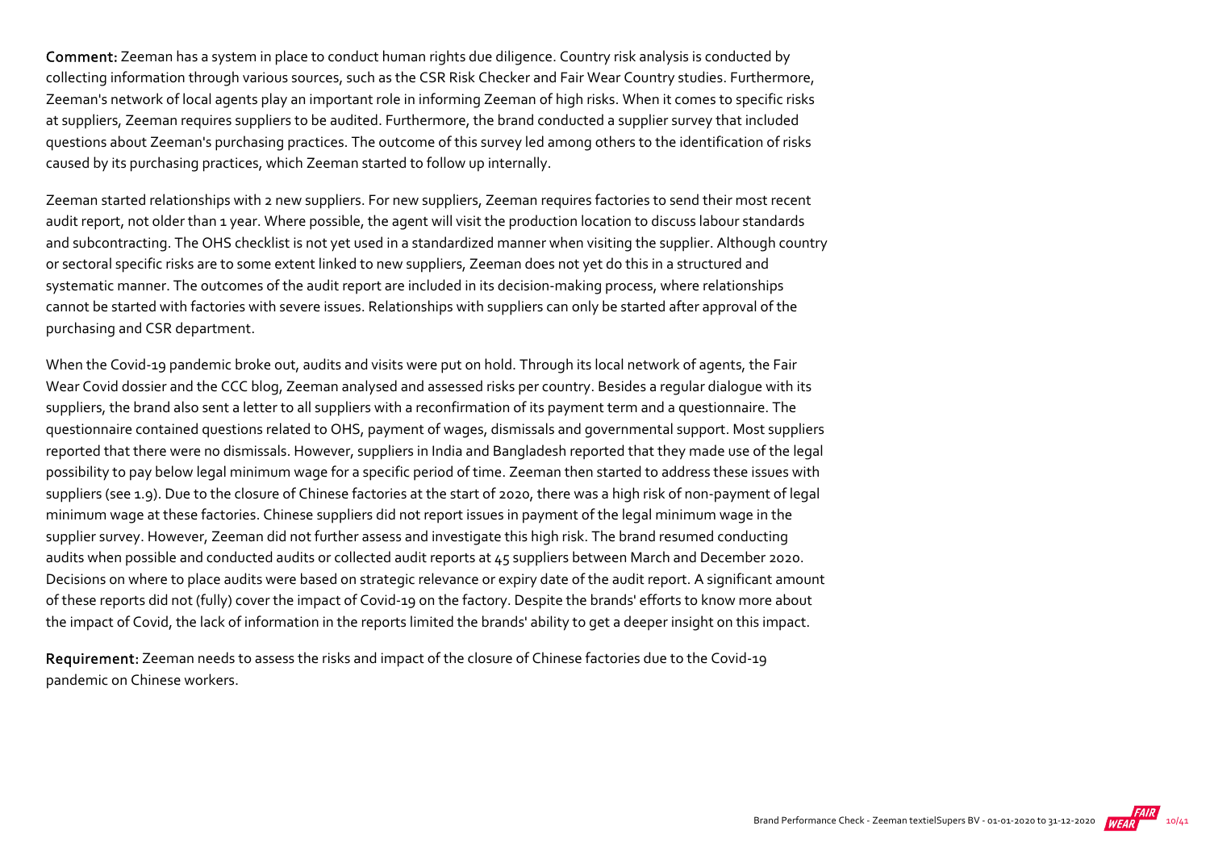**Comment:** Zeeman has a system in place to conduct human rights due diligence. Country risk analysis is conducted by collecting information through various sources, such as the CSR Risk Checker and Fair Wear Country studies. Furthermore, Zeeman's network of local agents play an important role in informing Zeeman of high risks. When it comes to specific risks at suppliers, Zeeman requires suppliers to be audited. Furthermore, the brand conducted a supplier survey that included questions about Zeeman's purchasing practices. The outcome of this survey led among others to the identification of risks caused by its purchasing practices, which Zeeman started to follow up internally.

Zeeman started relationships with 2 new suppliers. For new suppliers, Zeeman requires factories to send their most recent audit report, not older than 1 year. Where possible, the agent will visit the production location to discuss labour standards and subcontracting. The OHS checklist is not yet used in a standardized manner when visiting the supplier. Although country or sectoral specific risks are to some extent linked to new suppliers, Zeeman does not yet do this in a structured and systematic manner. The outcomes of the audit report are included in its decision-making process, where relationships cannot be started with factories with severe issues. Relationships with suppliers can only be started after approval of the purchasing and CSR department.

When the Covid-19 pandemic broke out, audits and visits were put on hold. Through its local network of agents, the Fair Wear Covid dossier and the CCC blog, Zeeman analysed and assessed risks per country. Besides a regular dialogue with its suppliers, the brand also sent a letter to all suppliers with a reconfirmation of its payment term and a questionnaire. The questionnaire contained questions related to OHS, payment of wages, dismissals and governmental support. Most suppliers reported that there were no dismissals. However, suppliers in India and Bangladesh reported that they made use of the legal possibility to pay below legal minimum wage for a specific period of time. Zeeman then started to address these issues with suppliers (see 1.9). Due to the closure of Chinese factories at the start of 2020, there was a high risk of non-payment of legal minimum wage at these factories. Chinese suppliers did not report issues in payment of the legal minimum wage in the supplier survey. However, Zeeman did not further assess and investigate this high risk. The brand resumed conducting audits when possible and conducted audits or collected audit reports at 45 suppliers between March and December 2020. Decisions on where to place audits were based on strategic relevance or expiry date of the audit report. A significant amount of these reports did not (fully) cover the impact of Covid-19 on the factory. Despite the brands' efforts to know more about the impact of Covid, the lack of information in the reports limited the brands' ability to get a deeper insight on this impact.

**Requirement:** Zeeman needs to assess the risks and impact of the closure of Chinese factories due to the Covid-19 pandemic on Chinese workers.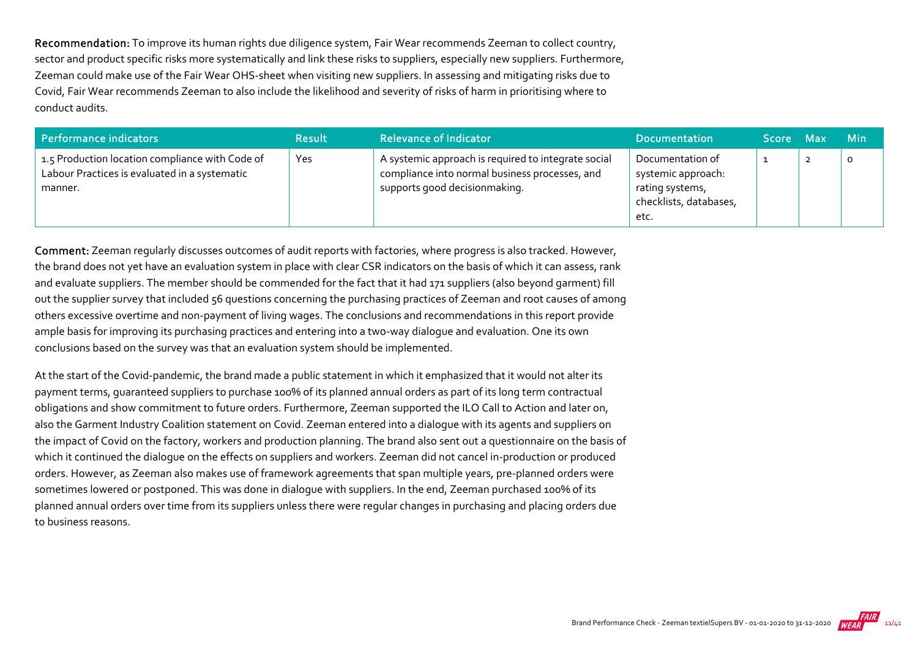**Recommendation:** To improve its human rights due diligence system, Fair Wear recommends Zeeman to collect country, sector and product specific risks more systematically and link these risks to suppliers, especially new suppliers. Furthermore, Zeeman could make use of the Fair Wear OHS-sheet when visiting new suppliers. In assessing and mitigating risks due to Covid, Fair Wear recommends Zeeman to also include the likelihood and severity of risks of harm in prioritising where to conduct audits.

| Performance indicators | Result | Relevance of Indicator | Documentation | Score | Max | Min |
|---|---|---|---|---|---|---|
| 1.5 Production location compliance with Code of Labour Practices is evaluated in a systematic manner. | Yes | A systemic approach is required to integrate social compliance into normal business processes, and supports good decisionmaking. | Documentation of systemic approach: rating systems, checklists, databases, etc. | 1 | 2 | 0 |

**Comment:** Zeeman regularly discusses outcomes of audit reports with factories, where progress is also tracked. However, the brand does not yet have an evaluation system in place with clear CSR indicators on the basis of which it can assess, rank and evaluate suppliers. The member should be commended for the fact that it had 171 suppliers (also beyond garment) fill out the supplier survey that included 56 questions concerning the purchasing practices of Zeeman and root causes of among others excessive overtime and non-payment of living wages. The conclusions and recommendations in this report provide ample basis for improving its purchasing practices and entering into a two-way dialogue and evaluation. One its own conclusions based on the survey was that an evaluation system should be implemented.

At the start of the Covid-pandemic, the brand made a public statement in which it emphasized that it would not alter its payment terms, guaranteed suppliers to purchase 100% of its planned annual orders as part of its long term contractual obligations and show commitment to future orders. Furthermore, Zeeman supported the ILO Call to Action and later on, also the Garment Industry Coalition statement on Covid. Zeeman entered into a dialogue with its agents and suppliers on the impact of Covid on the factory, workers and production planning. The brand also sent out a questionnaire on the basis of which it continued the dialogue on the effects on suppliers and workers. Zeeman did not cancel in-production or produced orders. However, as Zeeman also makes use of framework agreements that span multiple years, pre-planned orders were sometimes lowered or postponed. This was done in dialogue with suppliers. In the end, Zeeman purchased 100% of its planned annual orders over time from its suppliers unless there were regular changes in purchasing and placing orders due to business reasons.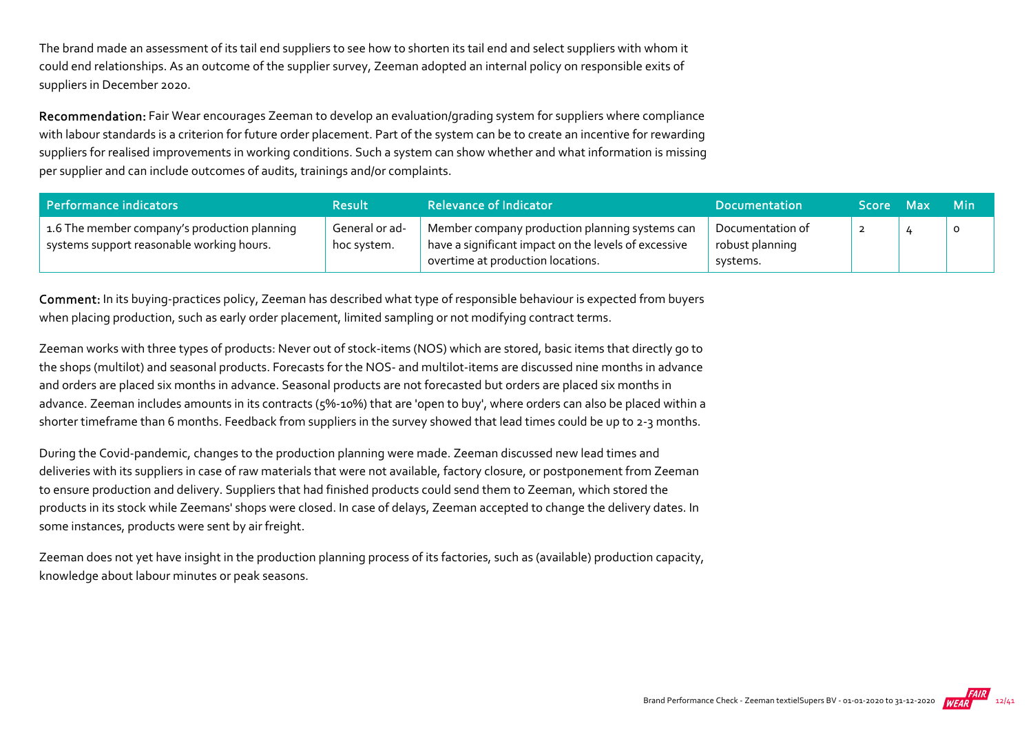The brand made an assessment of its tail end suppliers to see how to shorten its tail end and select suppliers with whom it could end relationships. As an outcome of the supplier survey, Zeeman adopted an internal policy on responsible exits of suppliers in December 2020.

**Recommendation:** Fair Wear encourages Zeeman to develop an evaluation/grading system for suppliers where compliance with labour standards is a criterion for future order placement. Part of the system can be to create an incentive for rewarding suppliers for realised improvements in working conditions. Such a system can show whether and what information is missing per supplier and can include outcomes of audits, trainings and/or complaints.

| Performance indicators | Result | Relevance of Indicator | Documentation | Score | Max | Min |
|---|---|---|---|---|---|---|
| 1.6 The member company's production planning systems support reasonable working hours. | General or ad-hoc system. | Member company production planning systems can have a significant impact on the levels of excessive overtime at production locations. | Documentation of robust planning systems. | 2 | 4 | 0 |

**Comment:** In its buying-practices policy, Zeeman has described what type of responsible behaviour is expected from buyers when placing production, such as early order placement, limited sampling or not modifying contract terms.

Zeeman works with three types of products: Never out of stock-items (NOS) which are stored, basic items that directly go to the shops (multilot) and seasonal products. Forecasts for the NOS- and multilot-items are discussed nine months in advance and orders are placed six months in advance. Seasonal products are not forecasted but orders are placed six months in advance. Zeeman includes amounts in its contracts (5%-10%) that are 'open to buy', where orders can also be placed within a shorter timeframe than 6 months. Feedback from suppliers in the survey showed that lead times could be up to 2-3 months.

During the Covid-pandemic, changes to the production planning were made. Zeeman discussed new lead times and deliveries with its suppliers in case of raw materials that were not available, factory closure, or postponement from Zeeman to ensure production and delivery. Suppliers that had finished products could send them to Zeeman, which stored the products in its stock while Zeemans' shops were closed. In case of delays, Zeeman accepted to change the delivery dates. In some instances, products were sent by air freight.

Zeeman does not yet have insight in the production planning process of its factories, such as (available) production capacity, knowledge about labour minutes or peak seasons.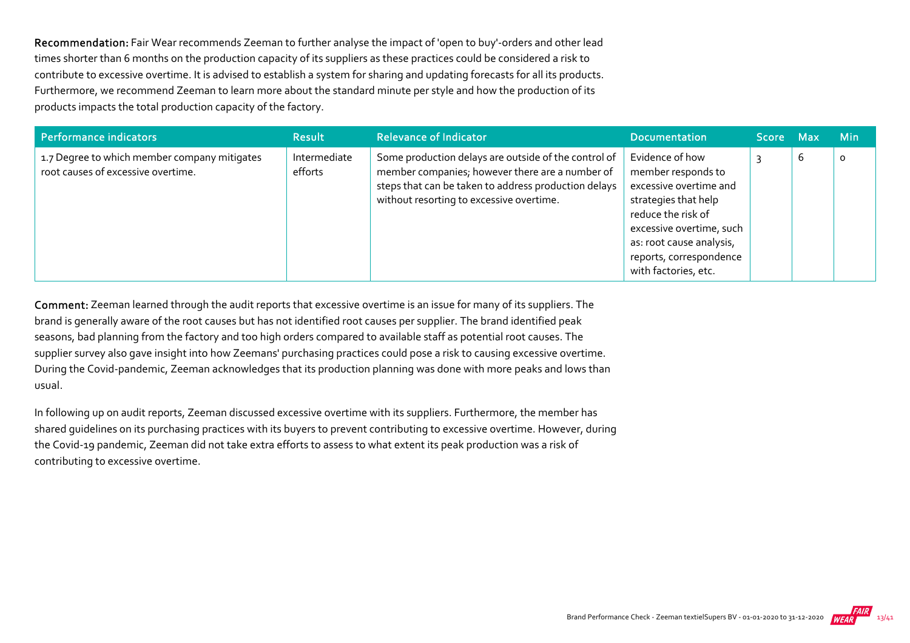**Recommendation:** Fair Wear recommends Zeeman to further analyse the impact of 'open to buy'-orders and other lead times shorter than 6 months on the production capacity of its suppliers as these practices could be considered a risk to contribute to excessive overtime. It is advised to establish a system for sharing and updating forecasts for all its products. Furthermore, we recommend Zeeman to learn more about the standard minute per style and how the production of its products impacts the total production capacity of the factory.

| Performance indicators | Result | Relevance of Indicator | Documentation | Score | Max | Min |
|---|---|---|---|---|---|---|
| 1.7 Degree to which member company mitigates root causes of excessive overtime. | Intermediate efforts | Some production delays are outside of the control of member companies; however there are a number of steps that can be taken to address production delays without resorting to excessive overtime. | Evidence of how member responds to excessive overtime and strategies that help reduce the risk of excessive overtime, such as: root cause analysis, reports, correspondence with factories, etc. | 3 | 6 | 0 |

**Comment:** Zeeman learned through the audit reports that excessive overtime is an issue for many of its suppliers. The brand is generally aware of the root causes but has not identified root causes per supplier. The brand identified peak seasons, bad planning from the factory and too high orders compared to available staff as potential root causes. The supplier survey also gave insight into how Zeemans' purchasing practices could pose a risk to causing excessive overtime. During the Covid-pandemic, Zeeman acknowledges that its production planning was done with more peaks and lows than usual.

In following up on audit reports, Zeeman discussed excessive overtime with its suppliers. Furthermore, the member has shared guidelines on its purchasing practices with its buyers to prevent contributing to excessive overtime. However, during the Covid-19 pandemic, Zeeman did not take extra efforts to assess to what extent its peak production was a risk of contributing to excessive overtime.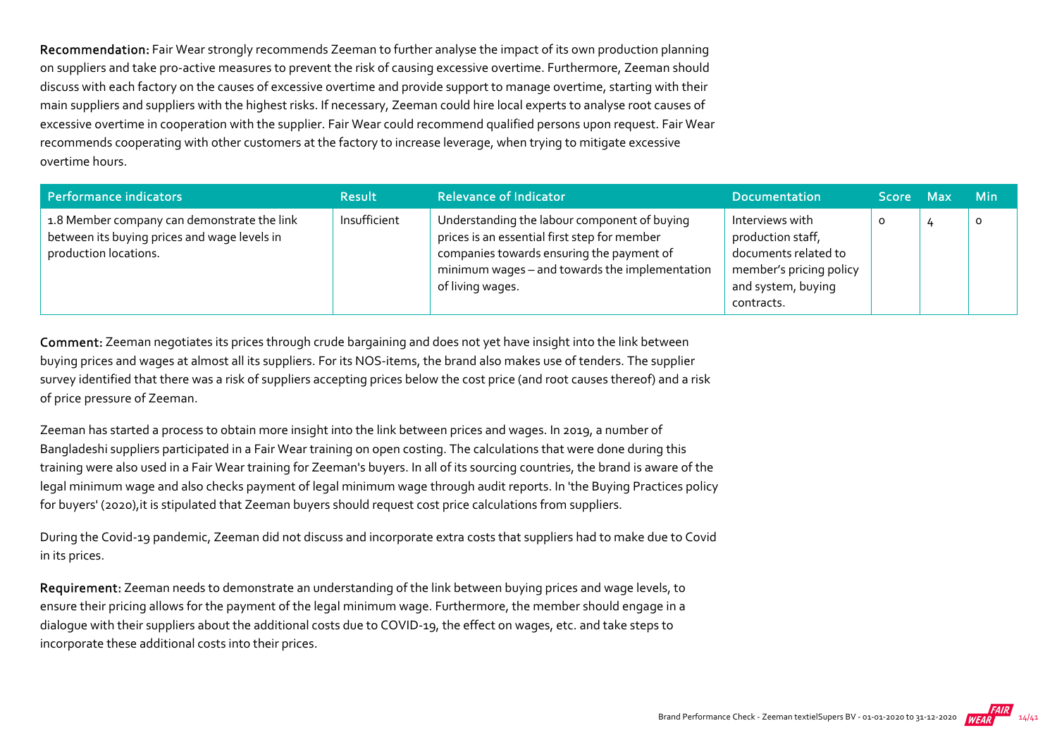**Recommendation:** Fair Wear strongly recommends Zeeman to further analyse the impact of its own production planning on suppliers and take pro-active measures to prevent the risk of causing excessive overtime. Furthermore, Zeeman should discuss with each factory on the causes of excessive overtime and provide support to manage overtime, starting with their main suppliers and suppliers with the highest risks. If necessary, Zeeman could hire local experts to analyse root causes of excessive overtime in cooperation with the supplier. Fair Wear could recommend qualified persons upon request. Fair Wear recommends cooperating with other customers at the factory to increase leverage, when trying to mitigate excessive overtime hours.

| Performance indicators | Result | Relevance of Indicator | Documentation | Score | Max | Min |
|---|---|---|---|---|---|---|
| 1.8 Member company can demonstrate the link between its buying prices and wage levels in production locations. | Insufficient | Understanding the labour component of buying prices is an essential first step for member companies towards ensuring the payment of minimum wages – and towards the implementation of living wages. | Interviews with production staff, documents related to member's pricing policy and system, buying contracts. | 0 | 4 | 0 |

**Comment:** Zeeman negotiates its prices through crude bargaining and does not yet have insight into the link between buying prices and wages at almost all its suppliers. For its NOS-items, the brand also makes use of tenders. The supplier survey identified that there was a risk of suppliers accepting prices below the cost price (and root causes thereof) and a risk of price pressure of Zeeman.

Zeeman has started a process to obtain more insight into the link between prices and wages. In 2019, a number of Bangladeshi suppliers participated in a Fair Wear training on open costing. The calculations that were done during this training were also used in a Fair Wear training for Zeeman's buyers. In all of its sourcing countries, the brand is aware of the legal minimum wage and also checks payment of legal minimum wage through audit reports. In 'the Buying Practices policy for buyers' (2020),it is stipulated that Zeeman buyers should request cost price calculations from suppliers.

During the Covid-19 pandemic, Zeeman did not discuss and incorporate extra costs that suppliers had to make due to Covid in its prices.

**Requirement:** Zeeman needs to demonstrate an understanding of the link between buying prices and wage levels, to ensure their pricing allows for the payment of the legal minimum wage. Furthermore, the member should engage in a dialogue with their suppliers about the additional costs due to COVID-19, the effect on wages, etc. and take steps to incorporate these additional costs into their prices.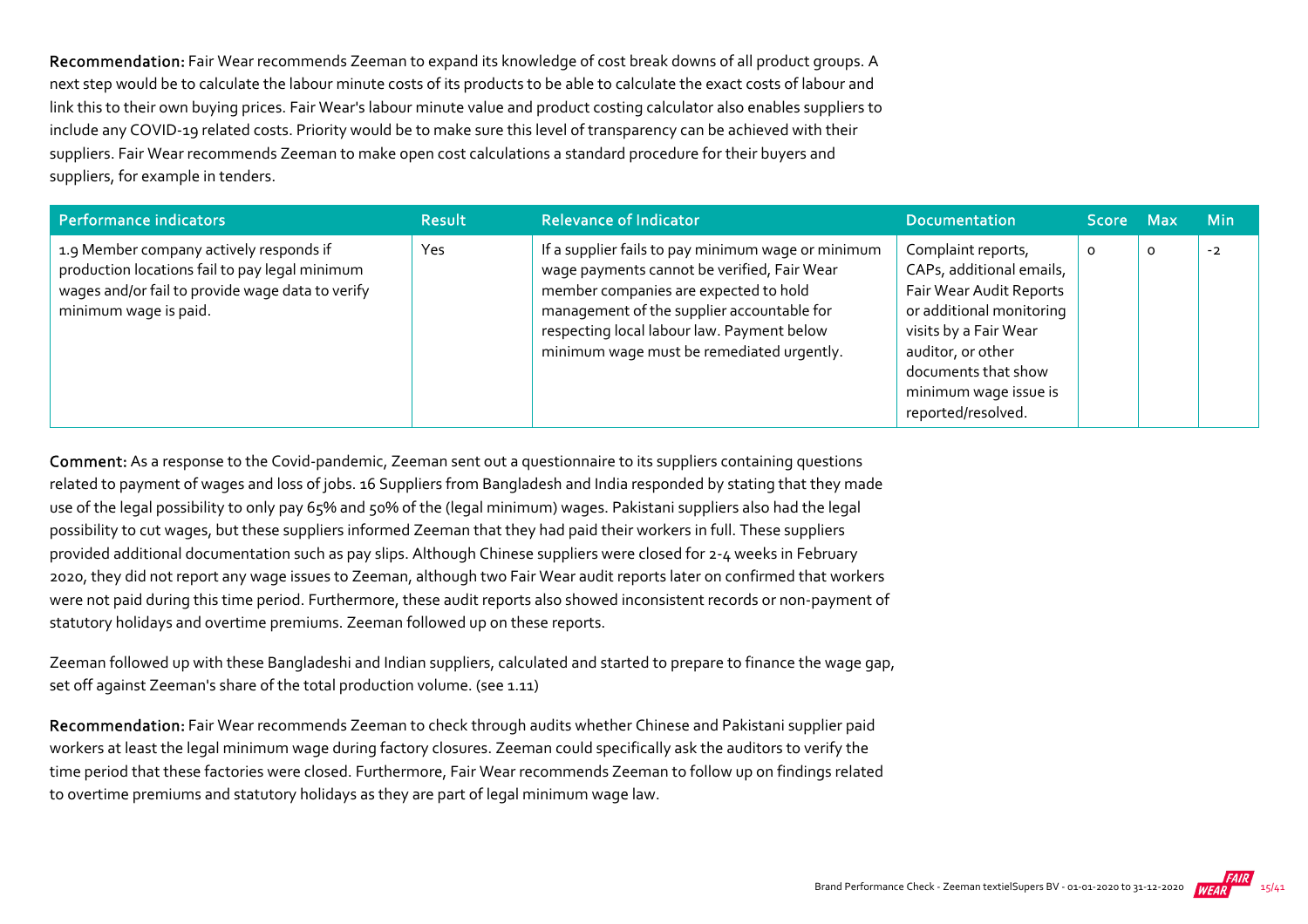**Recommendation:** Fair Wear recommends Zeeman to expand its knowledge of cost break downs of all product groups. A next step would be to calculate the labour minute costs of its products to be able to calculate the exact costs of labour and link this to their own buying prices. Fair Wear's labour minute value and product costing calculator also enables suppliers to include any COVID-19 related costs. Priority would be to make sure this level of transparency can be achieved with their suppliers. Fair Wear recommends Zeeman to make open cost calculations a standard procedure for their buyers and suppliers, for example in tenders.

| Performance indicators | Result | Relevance of Indicator | Documentation | Score | Max | Min |
|---|---|---|---|---|---|---|
| 1.9 Member company actively responds if production locations fail to pay legal minimum wages and/or fail to provide wage data to verify minimum wage is paid. | Yes | If a supplier fails to pay minimum wage or minimum wage payments cannot be verified, Fair Wear member companies are expected to hold management of the supplier accountable for respecting local labour law. Payment below minimum wage must be remediated urgently. | Complaint reports, CAPs, additional emails, Fair Wear Audit Reports or additional monitoring visits by a Fair Wear auditor, or other documents that show minimum wage issue is reported/resolved. | 0 | 0 | -2 |

**Comment:** As a response to the Covid-pandemic, Zeeman sent out a questionnaire to its suppliers containing questions related to payment of wages and loss of jobs. 16 Suppliers from Bangladesh and India responded by stating that they made use of the legal possibility to only pay 65% and 50% of the (legal minimum) wages. Pakistani suppliers also had the legal possibility to cut wages, but these suppliers informed Zeeman that they had paid their workers in full. These suppliers provided additional documentation such as pay slips. Although Chinese suppliers were closed for 2-4 weeks in February 2020, they did not report any wage issues to Zeeman, although two Fair Wear audit reports later on confirmed that workers were not paid during this time period. Furthermore, these audit reports also showed inconsistent records or non-payment of statutory holidays and overtime premiums. Zeeman followed up on these reports.

Zeeman followed up with these Bangladeshi and Indian suppliers, calculated and started to prepare to finance the wage gap, set off against Zeeman's share of the total production volume. (see 1.11)

**Recommendation:** Fair Wear recommends Zeeman to check through audits whether Chinese and Pakistani supplier paid workers at least the legal minimum wage during factory closures. Zeeman could specifically ask the auditors to verify the time period that these factories were closed. Furthermore, Fair Wear recommends Zeeman to follow up on findings related to overtime premiums and statutory holidays as they are part of legal minimum wage law.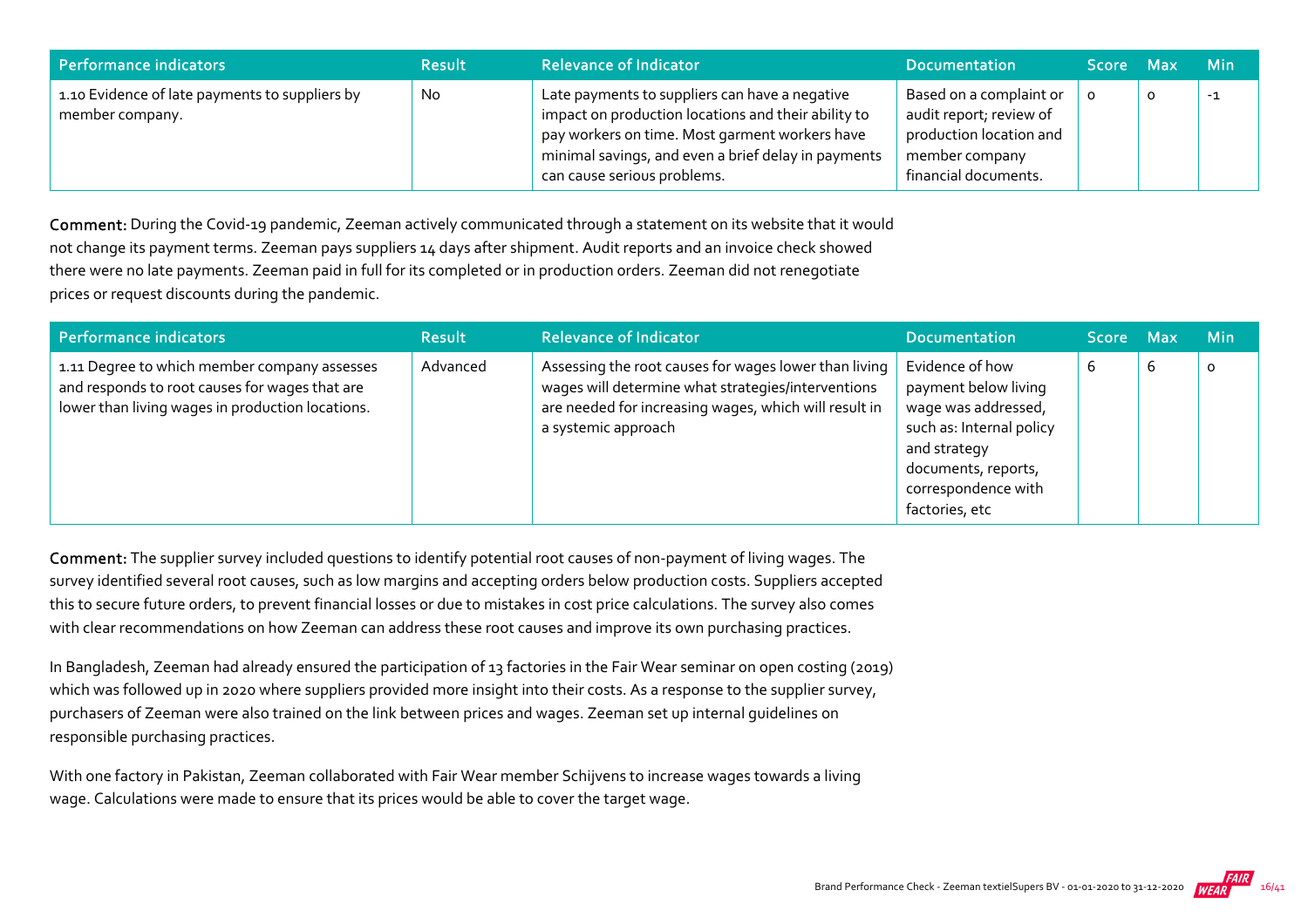| Performance indicators | Result | Relevance of Indicator | Documentation | Score | Max | Min |
| --- | --- | --- | --- | --- | --- | --- |
| 1.10 Evidence of late payments to suppliers by member company. | No | Late payments to suppliers can have a negative impact on production locations and their ability to pay workers on time. Most garment workers have minimal savings, and even a brief delay in payments can cause serious problems. | Based on a complaint or audit report; review of production location and member company financial documents. | 0 | 0 | -1 |

**Comment:** During the Covid-19 pandemic, Zeeman actively communicated through a statement on its website that it would not change its payment terms. Zeeman pays suppliers 14 days after shipment. Audit reports and an invoice check showed there were no late payments. Zeeman paid in full for its completed or in production orders. Zeeman did not renegotiate prices or request discounts during the pandemic.

| Performance indicators | Result | Relevance of Indicator | Documentation | Score | Max | Min |
| --- | --- | --- | --- | --- | --- | --- |
| 1.11 Degree to which member company assesses and responds to root causes for wages that are lower than living wages in production locations. | Advanced | Assessing the root causes for wages lower than living wages will determine what strategies/interventions are needed for increasing wages, which will result in a systemic approach | Evidence of how payment below living wage was addressed, such as: Internal policy and strategy documents, reports, correspondence with factories, etc | 6 | 6 | 0 |

**Comment:** The supplier survey included questions to identify potential root causes of non-payment of living wages. The survey identified several root causes, such as low margins and accepting orders below production costs. Suppliers accepted this to secure future orders, to prevent financial losses or due to mistakes in cost price calculations. The survey also comes with clear recommendations on how Zeeman can address these root causes and improve its own purchasing practices.

In Bangladesh, Zeeman had already ensured the participation of 13 factories in the Fair Wear seminar on open costing (2019) which was followed up in 2020 where suppliers provided more insight into their costs. As a response to the supplier survey, purchasers of Zeeman were also trained on the link between prices and wages. Zeeman set up internal guidelines on responsible purchasing practices.

With one factory in Pakistan, Zeeman collaborated with Fair Wear member Schijvens to increase wages towards a living wage. Calculations were made to ensure that its prices would be able to cover the target wage.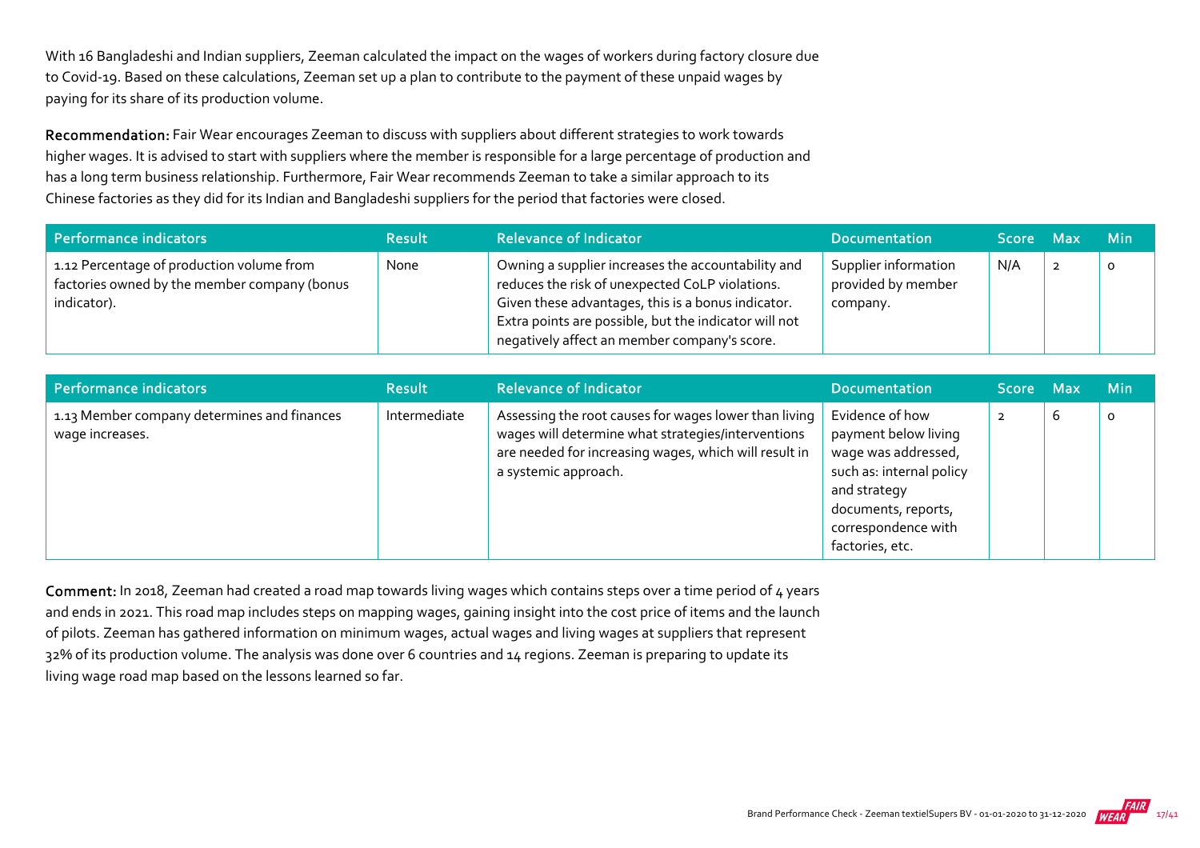With 16 Bangladeshi and Indian suppliers, Zeeman calculated the impact on the wages of workers during factory closure due to Covid-19. Based on these calculations, Zeeman set up a plan to contribute to the payment of these unpaid wages by paying for its share of its production volume.

**Recommendation:** Fair Wear encourages Zeeman to discuss with suppliers about different strategies to work towards higher wages. It is advised to start with suppliers where the member is responsible for a large percentage of production and has a long term business relationship. Furthermore, Fair Wear recommends Zeeman to take a similar approach to its Chinese factories as they did for its Indian and Bangladeshi suppliers for the period that factories were closed.

| Performance indicators | Result | Relevance of Indicator | Documentation | Score | Max | Min |
|---|---|---|---|---|---|---|
| 1.12 Percentage of production volume from factories owned by the member company (bonus indicator). | None | Owning a supplier increases the accountability and reduces the risk of unexpected CoLP violations. Given these advantages, this is a bonus indicator. Extra points are possible, but the indicator will not negatively affect an member company's score. | Supplier information provided by member company. | N/A | 2 | 0 |

| Performance indicators | Result | Relevance of Indicator | Documentation | Score | Max | Min |
|---|---|---|---|---|---|---|
| 1.13 Member company determines and finances wage increases. | Intermediate | Assessing the root causes for wages lower than living wages will determine what strategies/interventions are needed for increasing wages, which will result in a systemic approach. | Evidence of how payment below living wage was addressed, such as: internal policy and strategy documents, reports, correspondence with factories, etc. | 2 | 6 | 0 |

**Comment:** In 2018, Zeeman had created a road map towards living wages which contains steps over a time period of 4 years and ends in 2021. This road map includes steps on mapping wages, gaining insight into the cost price of items and the launch of pilots. Zeeman has gathered information on minimum wages, actual wages and living wages at suppliers that represent 32% of its production volume. The analysis was done over 6 countries and 14 regions. Zeeman is preparing to update its living wage road map based on the lessons learned so far.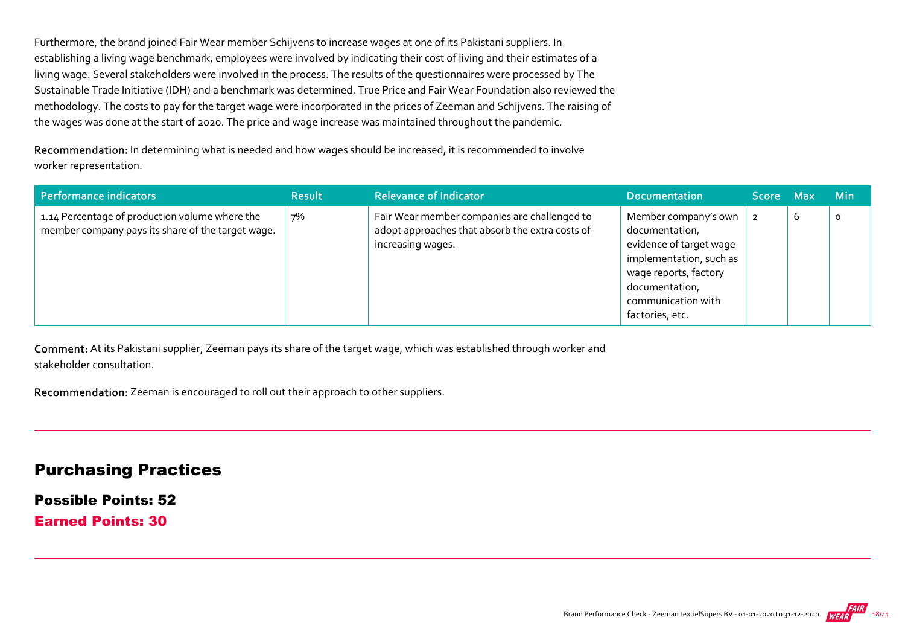Furthermore, the brand joined Fair Wear member Schijvens to increase wages at one of its Pakistani suppliers. In establishing a living wage benchmark, employees were involved by indicating their cost of living and their estimates of a living wage. Several stakeholders were involved in the process. The results of the questionnaires were processed by The Sustainable Trade Initiative (IDH) and a benchmark was determined. True Price and Fair Wear Foundation also reviewed the methodology. The costs to pay for the target wage were incorporated in the prices of Zeeman and Schijvens. The raising of the wages was done at the start of 2020. The price and wage increase was maintained throughout the pandemic.

**Recommendation:** In determining what is needed and how wages should be increased, it is recommended to involve worker representation.

| Performance indicators | Result | Relevance of Indicator | Documentation | Score | Max | Min |
|---|---|---|---|---|---|---|
| 1.14 Percentage of production volume where the member company pays its share of the target wage. | 7% | Fair Wear member companies are challenged to adopt approaches that absorb the extra costs of increasing wages. | Member company's own documentation, evidence of target wage implementation, such as wage reports, factory documentation, communication with factories, etc. | 2 | 6 | 0 |

**Comment:** At its Pakistani supplier, Zeeman pays its share of the target wage, which was established through worker and stakeholder consultation.

**Recommendation:** Zeeman is encouraged to roll out their approach to other suppliers.

## Purchasing Practices

**Possible Points: 52**

**Earned Points: 30**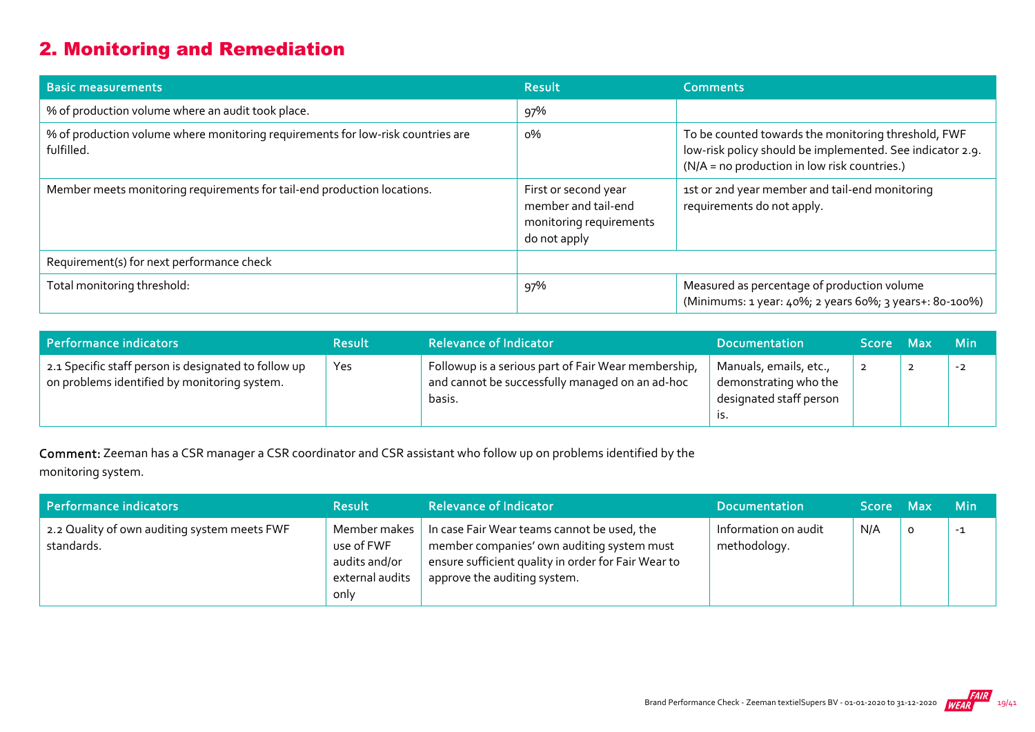## 2. Monitoring and Remediation

| Basic measurements | Result | Comments |
|---|---|---|
| % of production volume where an audit took place. | 97% | |
| % of production volume where monitoring requirements for low-risk countries are fulfilled. | 0% | To be counted towards the monitoring threshold, FWF low-risk policy should be implemented. See indicator 2.9. (N/A = no production in low risk countries.) |
| Member meets monitoring requirements for tail-end production locations. | First or second year member and tail-end monitoring requirements do not apply | 1st or 2nd year member and tail-end monitoring requirements do not apply. |
| Requirement(s) for next performance check | | |
| Total monitoring threshold: | 97% | Measured as percentage of production volume (Minimums: 1 year: 40%; 2 years 60%; 3 years+: 80-100%) |

| Performance indicators | Result | Relevance of Indicator | Documentation | Score | Max | Min |
|---|---|---|---|---|---|---|
| 2.1 Specific staff person is designated to follow up on problems identified by monitoring system. | Yes | Followup is a serious part of Fair Wear membership, and cannot be successfully managed on an ad-hoc basis. | Manuals, emails, etc., demonstrating who the designated staff person is. | 2 | 2 | -2 |

**Comment:** Zeeman has a CSR manager a CSR coordinator and CSR assistant who follow up on problems identified by the monitoring system.

| Performance indicators | Result | Relevance of Indicator | Documentation | Score | Max | Min |
|---|---|---|---|---|---|---|
| 2.2 Quality of own auditing system meets FWF standards. | Member makes use of FWF audits and/or external audits only | In case Fair Wear teams cannot be used, the member companies' own auditing system must ensure sufficient quality in order for Fair Wear to approve the auditing system. | Information on audit methodology. | N/A | 0 | -1 |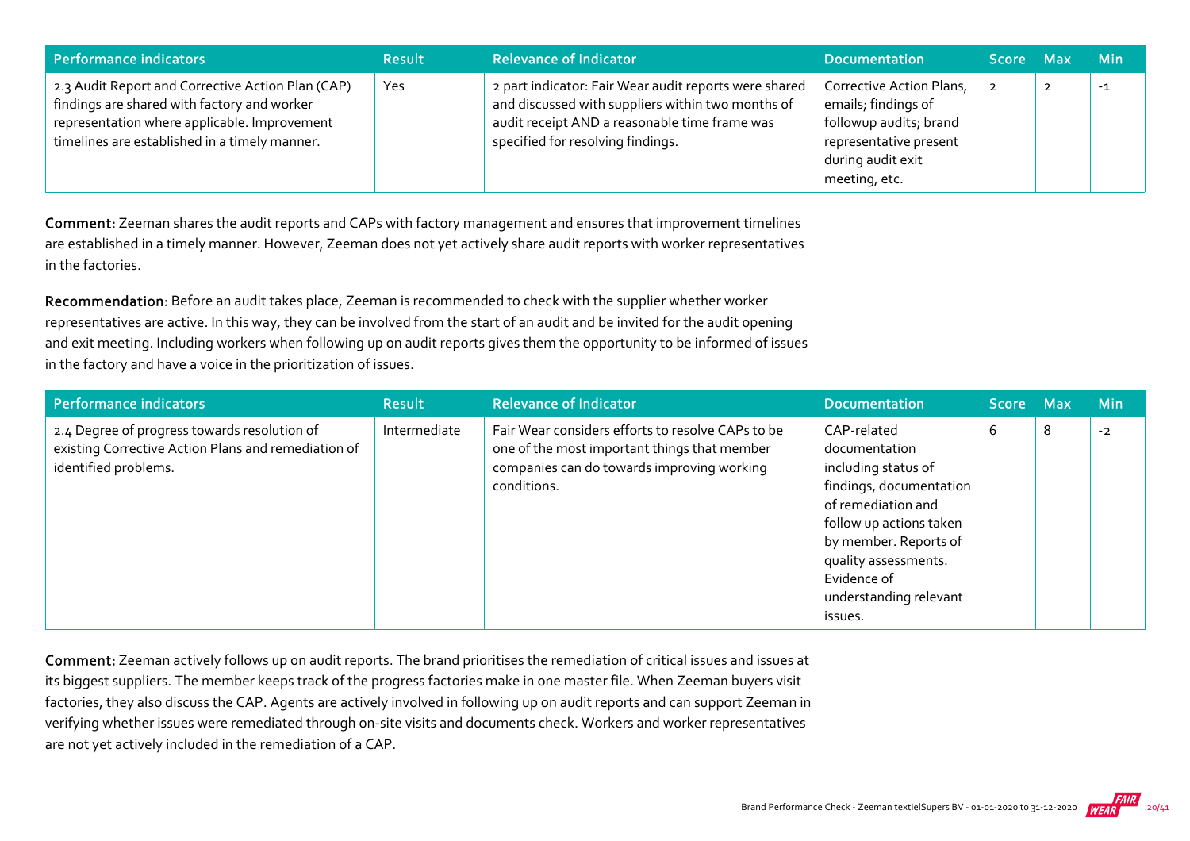| Performance indicators | Result | Relevance of Indicator | Documentation | Score | Max | Min |
|---|---|---|---|---|---|---|
| 2.3 Audit Report and Corrective Action Plan (CAP) findings are shared with factory and worker representation where applicable. Improvement timelines are established in a timely manner. | Yes | 2 part indicator: Fair Wear audit reports were shared and discussed with suppliers within two months of audit receipt AND a reasonable time frame was specified for resolving findings. | Corrective Action Plans, emails; findings of followup audits; brand representative present during audit exit meeting, etc. | 2 | 2 | -1 |

**Comment:** Zeeman shares the audit reports and CAPs with factory management and ensures that improvement timelines are established in a timely manner. However, Zeeman does not yet actively share audit reports with worker representatives in the factories.

**Recommendation:** Before an audit takes place, Zeeman is recommended to check with the supplier whether worker representatives are active. In this way, they can be involved from the start of an audit and be invited for the audit opening and exit meeting. Including workers when following up on audit reports gives them the opportunity to be informed of issues in the factory and have a voice in the prioritization of issues.

| Performance indicators | Result | Relevance of Indicator | Documentation | Score | Max | Min |
|---|---|---|---|---|---|---|
| 2.4 Degree of progress towards resolution of existing Corrective Action Plans and remediation of identified problems. | Intermediate | Fair Wear considers efforts to resolve CAPs to be one of the most important things that member companies can do towards improving working conditions. | CAP-related documentation including status of findings, documentation of remediation and follow up actions taken by member. Reports of quality assessments. Evidence of understanding relevant issues. | 6 | 8 | -2 |

**Comment:** Zeeman actively follows up on audit reports. The brand prioritises the remediation of critical issues and issues at its biggest suppliers. The member keeps track of the progress factories make in one master file. When Zeeman buyers visit factories, they also discuss the CAP. Agents are actively involved in following up on audit reports and can support Zeeman in verifying whether issues were remediated through on-site visits and documents check. Workers and worker representatives are not yet actively included in the remediation of a CAP.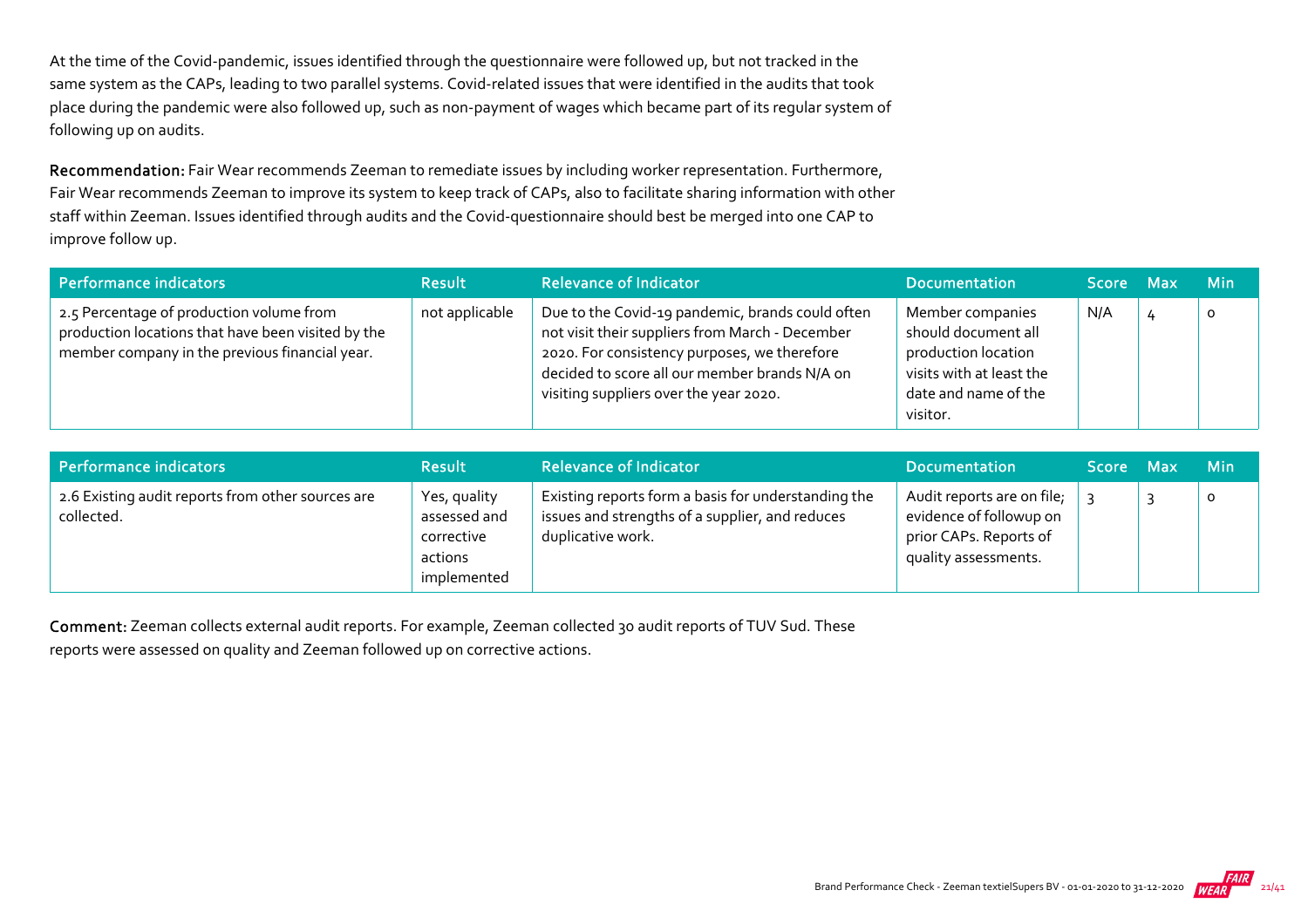At the time of the Covid-pandemic, issues identified through the questionnaire were followed up, but not tracked in the same system as the CAPs, leading to two parallel systems. Covid-related issues that were identified in the audits that took place during the pandemic were also followed up, such as non-payment of wages which became part of its regular system of following up on audits.

**Recommendation:** Fair Wear recommends Zeeman to remediate issues by including worker representation. Furthermore, Fair Wear recommends Zeeman to improve its system to keep track of CAPs, also to facilitate sharing information with other staff within Zeeman. Issues identified through audits and the Covid-questionnaire should best be merged into one CAP to improve follow up.

| Performance indicators | Result | Relevance of Indicator | Documentation | Score | Max | Min |
|---|---|---|---|---|---|---|
| 2.5 Percentage of production volume from production locations that have been visited by the member company in the previous financial year. | not applicable | Due to the Covid-19 pandemic, brands could often not visit their suppliers from March - December 2020. For consistency purposes, we therefore decided to score all our member brands N/A on visiting suppliers over the year 2020. | Member companies should document all production location visits with at least the date and name of the visitor. | N/A | 4 | 0 |

| Performance indicators | Result | Relevance of Indicator | Documentation | Score | Max | Min |
|---|---|---|---|---|---|---|
| 2.6 Existing audit reports from other sources are collected. | Yes, quality assessed and corrective actions implemented | Existing reports form a basis for understanding the issues and strengths of a supplier, and reduces duplicative work. | Audit reports are on file; evidence of followup on prior CAPs. Reports of quality assessments. | 3 | 3 | 0 |

**Comment:** Zeeman collects external audit reports. For example, Zeeman collected 30 audit reports of TUV Sud. These reports were assessed on quality and Zeeman followed up on corrective actions.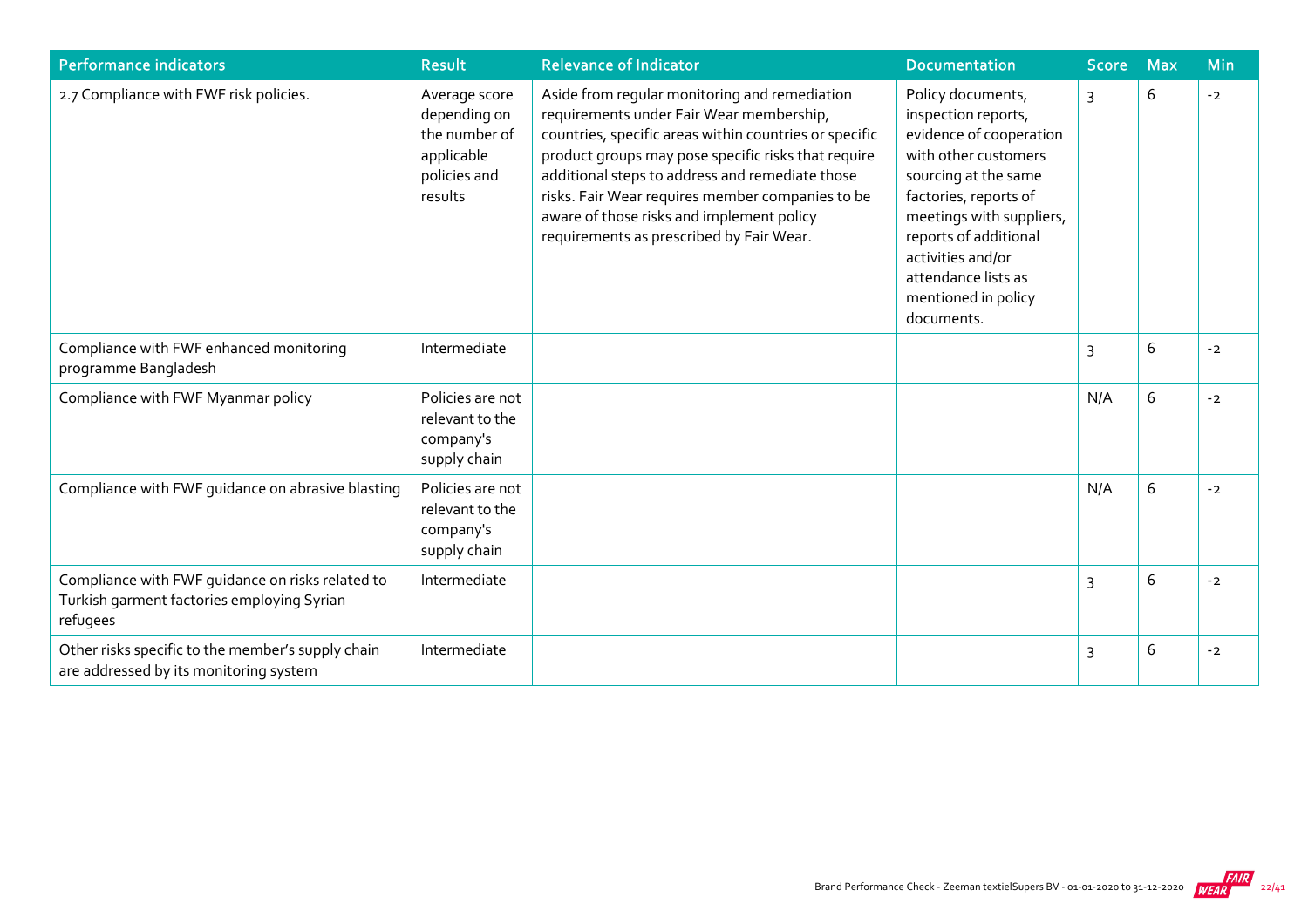| Performance indicators | Result | Relevance of Indicator | Documentation | Score | Max | Min |
|---|---|---|---|---|---|---|
| 2.7 Compliance with FWF risk policies. | Average score depending on the number of applicable policies and results | Aside from regular monitoring and remediation requirements under Fair Wear membership, countries, specific areas within countries or specific product groups may pose specific risks that require additional steps to address and remediate those risks. Fair Wear requires member companies to be aware of those risks and implement policy requirements as prescribed by Fair Wear. | Policy documents, inspection reports, evidence of cooperation with other customers sourcing at the same factories, reports of meetings with suppliers, reports of additional activities and/or attendance lists as mentioned in policy documents. | 3 | 6 | -2 |
| Compliance with FWF enhanced monitoring programme Bangladesh | Intermediate | | | 3 | 6 | -2 |
| Compliance with FWF Myanmar policy | Policies are not relevant to the company's supply chain | | | N/A | 6 | -2 |
| Compliance with FWF guidance on abrasive blasting | Policies are not relevant to the company's supply chain | | | N/A | 6 | -2 |
| Compliance with FWF guidance on risks related to Turkish garment factories employing Syrian refugees | Intermediate | | | 3 | 6 | -2 |
| Other risks specific to the member's supply chain are addressed by its monitoring system | Intermediate | | | 3 | 6 | -2 |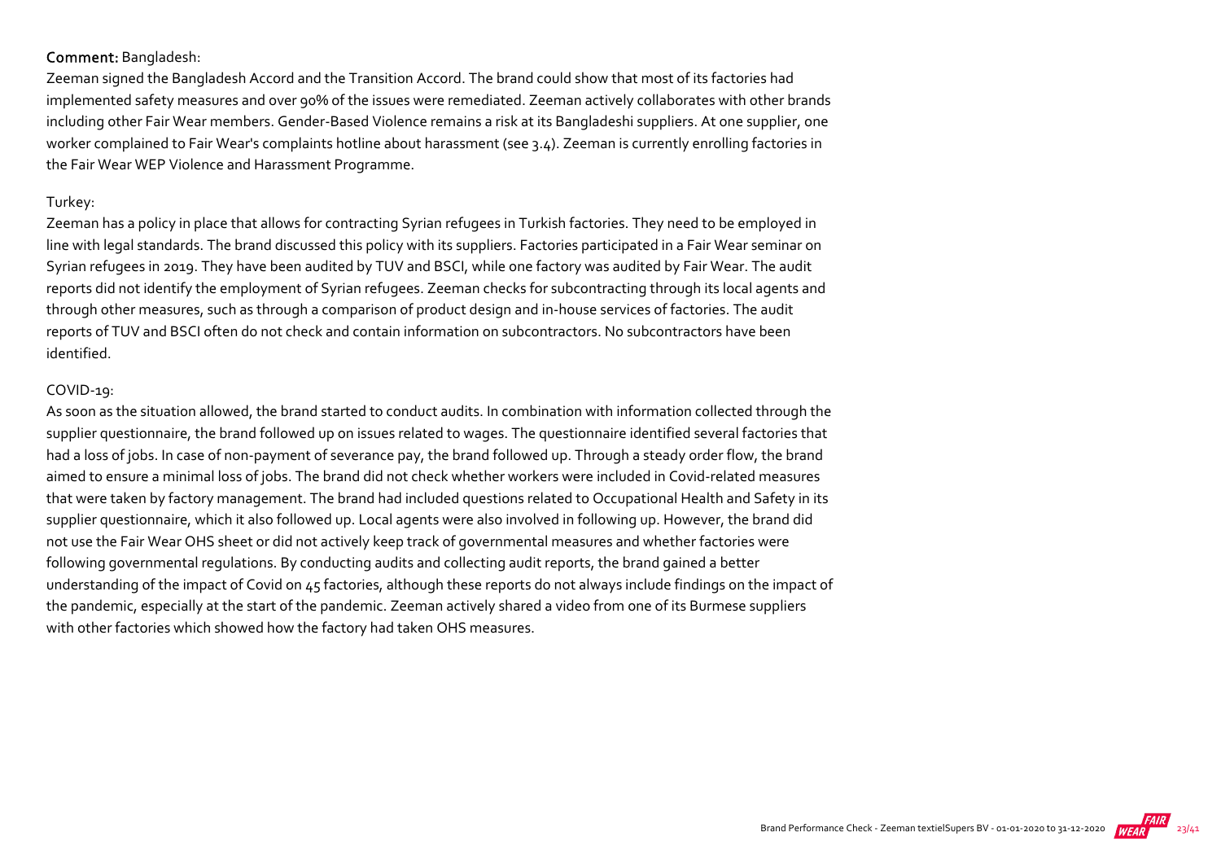**Comment:** Bangladesh:

Zeeman signed the Bangladesh Accord and the Transition Accord. The brand could show that most of its factories had implemented safety measures and over 90% of the issues were remediated. Zeeman actively collaborates with other brands including other Fair Wear members. Gender-Based Violence remains a risk at its Bangladeshi suppliers. At one supplier, one worker complained to Fair Wear's complaints hotline about harassment (see 3.4). Zeeman is currently enrolling factories in the Fair Wear WEP Violence and Harassment Programme.

Turkey:

Zeeman has a policy in place that allows for contracting Syrian refugees in Turkish factories. They need to be employed in line with legal standards. The brand discussed this policy with its suppliers. Factories participated in a Fair Wear seminar on Syrian refugees in 2019. They have been audited by TUV and BSCI, while one factory was audited by Fair Wear. The audit reports did not identify the employment of Syrian refugees. Zeeman checks for subcontracting through its local agents and through other measures, such as through a comparison of product design and in-house services of factories. The audit reports of TUV and BSCI often do not check and contain information on subcontractors. No subcontractors have been identified.

COVID-19:

As soon as the situation allowed, the brand started to conduct audits. In combination with information collected through the supplier questionnaire, the brand followed up on issues related to wages. The questionnaire identified several factories that had a loss of jobs. In case of non-payment of severance pay, the brand followed up. Through a steady order flow, the brand aimed to ensure a minimal loss of jobs. The brand did not check whether workers were included in Covid-related measures that were taken by factory management. The brand had included questions related to Occupational Health and Safety in its supplier questionnaire, which it also followed up. Local agents were also involved in following up. However, the brand did not use the Fair Wear OHS sheet or did not actively keep track of governmental measures and whether factories were following governmental regulations. By conducting audits and collecting audit reports, the brand gained a better understanding of the impact of Covid on 45 factories, although these reports do not always include findings on the impact of the pandemic, especially at the start of the pandemic. Zeeman actively shared a video from one of its Burmese suppliers with other factories which showed how the factory had taken OHS measures.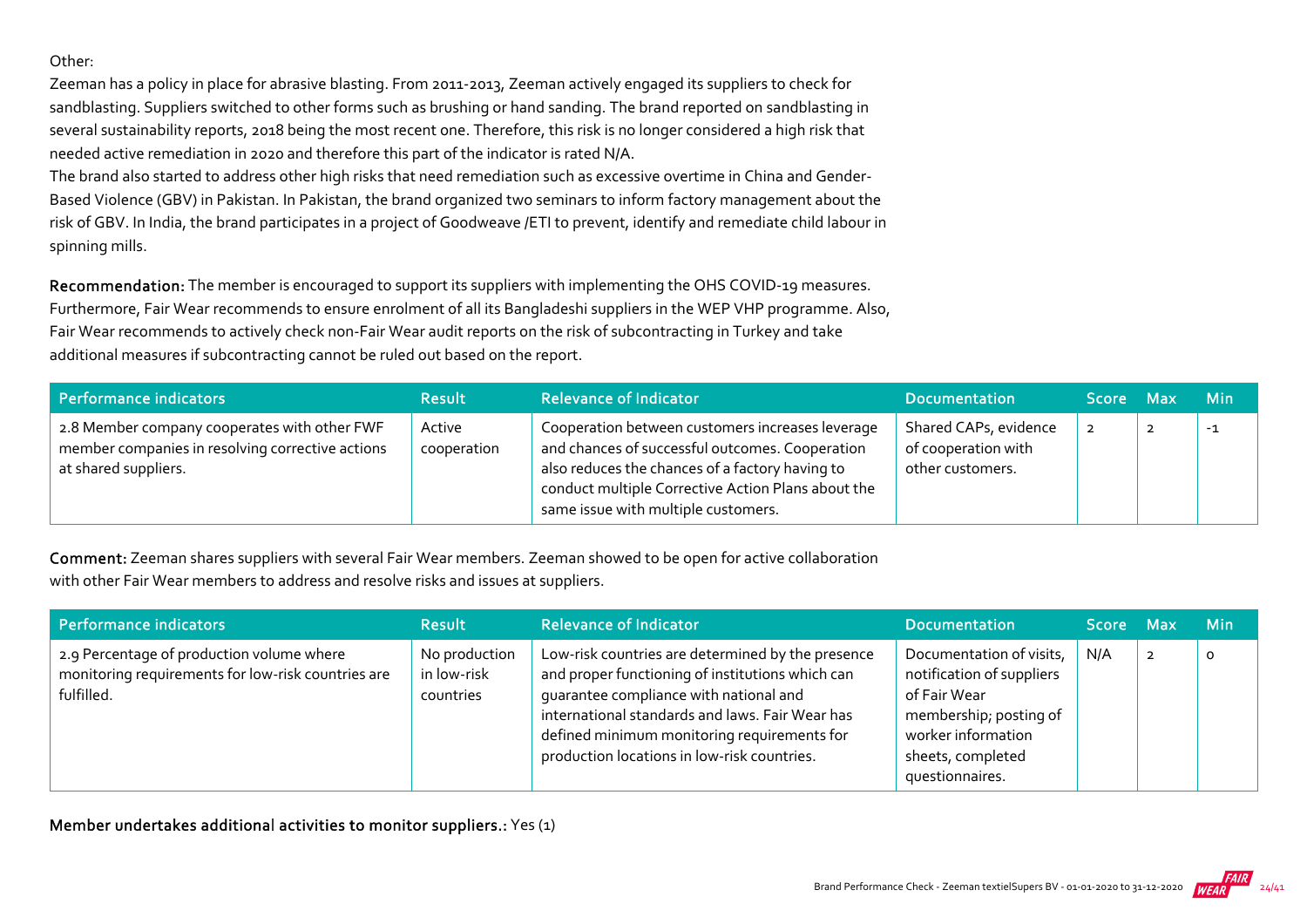Other:

Zeeman has a policy in place for abrasive blasting. From 2011-2013, Zeeman actively engaged its suppliers to check for sandblasting. Suppliers switched to other forms such as brushing or hand sanding. The brand reported on sandblasting in several sustainability reports, 2018 being the most recent one. Therefore, this risk is no longer considered a high risk that needed active remediation in 2020 and therefore this part of the indicator is rated N/A.

The brand also started to address other high risks that need remediation such as excessive overtime in China and Gender-Based Violence (GBV) in Pakistan. In Pakistan, the brand organized two seminars to inform factory management about the risk of GBV. In India, the brand participates in a project of Goodweave /ETI to prevent, identify and remediate child labour in spinning mills.

**Recommendation:** The member is encouraged to support its suppliers with implementing the OHS COVID-19 measures. Furthermore, Fair Wear recommends to ensure enrolment of all its Bangladeshi suppliers in the WEP VHP programme. Also, Fair Wear recommends to actively check non-Fair Wear audit reports on the risk of subcontracting in Turkey and take additional measures if subcontracting cannot be ruled out based on the report.

| Performance indicators | Result | Relevance of Indicator | Documentation | Score | Max | Min |
|---|---|---|---|---|---|---|
| 2.8 Member company cooperates with other FWF member companies in resolving corrective actions at shared suppliers. | Active cooperation | Cooperation between customers increases leverage and chances of successful outcomes. Cooperation also reduces the chances of a factory having to conduct multiple Corrective Action Plans about the same issue with multiple customers. | Shared CAPs, evidence of cooperation with other customers. | 2 | 2 | -1 |

**Comment:** Zeeman shares suppliers with several Fair Wear members. Zeeman showed to be open for active collaboration with other Fair Wear members to address and resolve risks and issues at suppliers.

| Performance indicators | Result | Relevance of Indicator | Documentation | Score | Max | Min |
|---|---|---|---|---|---|---|
| 2.9 Percentage of production volume where monitoring requirements for low-risk countries are fulfilled. | No production in low-risk countries | Low-risk countries are determined by the presence and proper functioning of institutions which can guarantee compliance with national and international standards and laws. Fair Wear has defined minimum monitoring requirements for production locations in low-risk countries. | Documentation of visits, notification of suppliers of Fair Wear membership; posting of worker information sheets, completed questionnaires. | N/A | 2 | 0 |

**Member undertakes additional activities to monitor suppliers.:** Yes (1)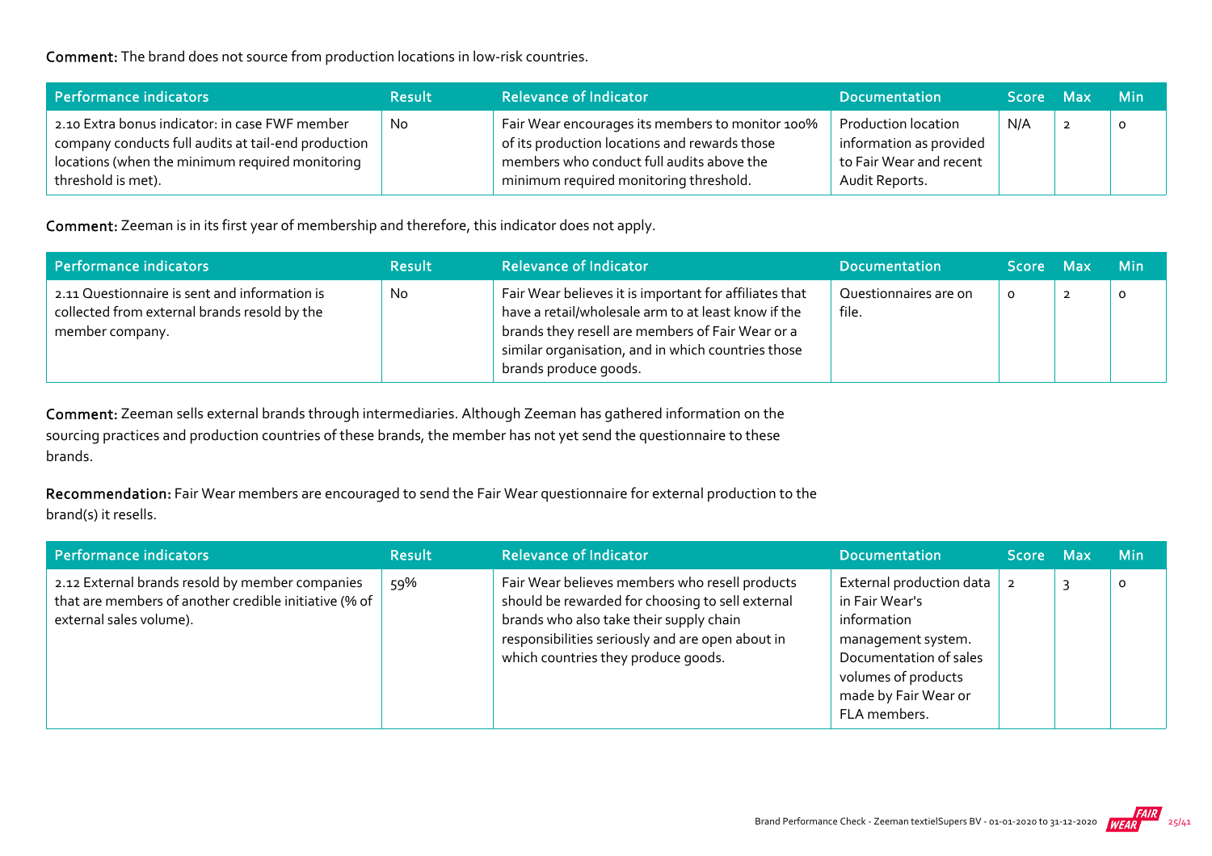**Comment:** The brand does not source from production locations in low-risk countries.

| Performance indicators | Result | Relevance of Indicator | Documentation | Score | Max | Min |
|---|---|---|---|---|---|---|
| 2.10 Extra bonus indicator: in case FWF member company conducts full audits at tail-end production locations (when the minimum required monitoring threshold is met). | No | Fair Wear encourages its members to monitor 100% of its production locations and rewards those members who conduct full audits above the minimum required monitoring threshold. | Production location information as provided to Fair Wear and recent Audit Reports. | N/A | 2 | 0 |

**Comment:** Zeeman is in its first year of membership and therefore, this indicator does not apply.

| Performance indicators | Result | Relevance of Indicator | Documentation | Score | Max | Min |
|---|---|---|---|---|---|---|
| 2.11 Questionnaire is sent and information is collected from external brands resold by the member company. | No | Fair Wear believes it is important for affiliates that have a retail/wholesale arm to at least know if the brands they resell are members of Fair Wear or a similar organisation, and in which countries those brands produce goods. | Questionnaires are on file. | 0 | 2 | 0 |

**Comment:** Zeeman sells external brands through intermediaries. Although Zeeman has gathered information on the sourcing practices and production countries of these brands, the member has not yet send the questionnaire to these brands.

**Recommendation:** Fair Wear members are encouraged to send the Fair Wear questionnaire for external production to the brand(s) it resells.

| Performance indicators | Result | Relevance of Indicator | Documentation | Score | Max | Min |
|---|---|---|---|---|---|---|
| 2.12 External brands resold by member companies that are members of another credible initiative (% of external sales volume). | 59% | Fair Wear believes members who resell products should be rewarded for choosing to sell external brands who also take their supply chain responsibilities seriously and are open about in which countries they produce goods. | External production data in Fair Wear's information management system. Documentation of sales volumes of products made by Fair Wear or FLA members. | 2 | 3 | 0 |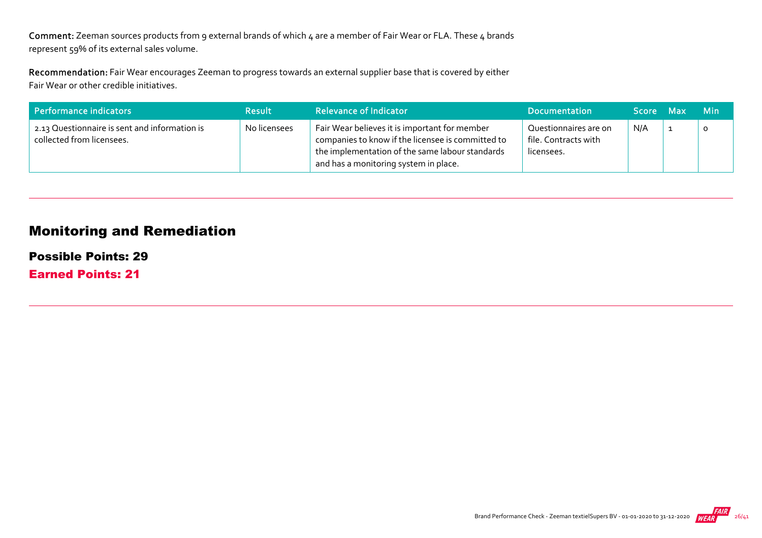**Comment:** Zeeman sources products from 9 external brands of which 4 are a member of Fair Wear or FLA. These 4 brands represent 59% of its external sales volume.

**Recommendation:** Fair Wear encourages Zeeman to progress towards an external supplier base that is covered by either Fair Wear or other credible initiatives.

| Performance indicators | Result | Relevance of Indicator | Documentation | Score | Max | Min |
|---|---|---|---|---|---|---|
| 2.13 Questionnaire is sent and information is collected from licensees. | No licensees | Fair Wear believes it is important for member companies to know if the licensee is committed to the implementation of the same labour standards and has a monitoring system in place. | Questionnaires are on file. Contracts with licensees. | N/A | 1 | 0 |

## Monitoring and Remediation

### Possible Points: 29

### Earned Points: 21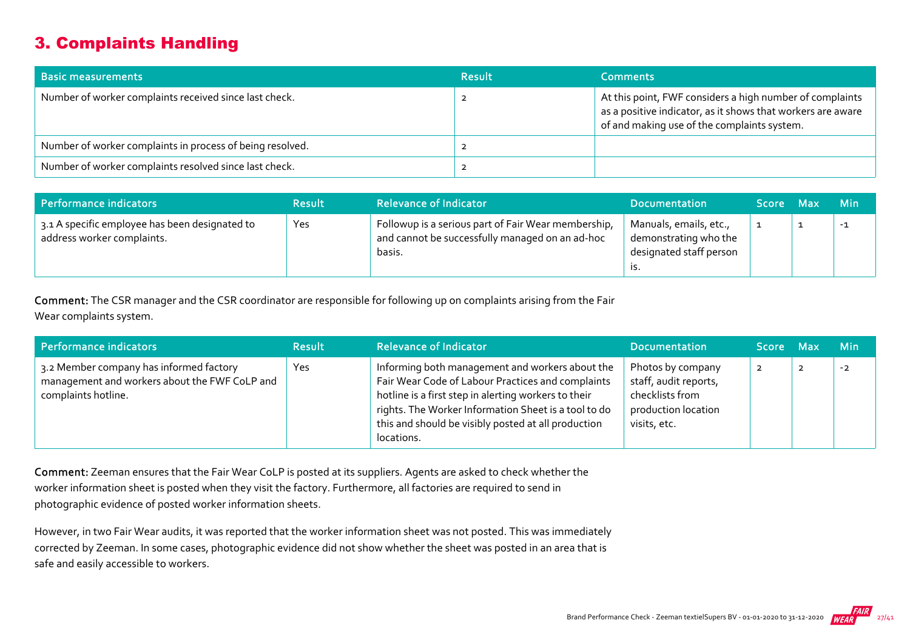## 3. Complaints Handling

| Basic measurements | Result | Comments |
|---|---|---|
| Number of worker complaints received since last check. | 2 | At this point, FWF considers a high number of complaints as a positive indicator, as it shows that workers are aware of and making use of the complaints system. |
| Number of worker complaints in process of being resolved. | 2 | |
| Number of worker complaints resolved since last check. | 2 | |

| Performance indicators | Result | Relevance of Indicator | Documentation | Score | Max | Min |
|---|---|---|---|---|---|---|
| 3.1 A specific employee has been designated to address worker complaints. | Yes | Followup is a serious part of Fair Wear membership, and cannot be successfully managed on an ad-hoc basis. | Manuals, emails, etc., demonstrating who the designated staff person is. | 1 | 1 | -1 |

**Comment:** The CSR manager and the CSR coordinator are responsible for following up on complaints arising from the Fair Wear complaints system.

| Performance indicators | Result | Relevance of Indicator | Documentation | Score | Max | Min |
|---|---|---|---|---|---|---|
| 3.2 Member company has informed factory management and workers about the FWF CoLP and complaints hotline. | Yes | Informing both management and workers about the Fair Wear Code of Labour Practices and complaints hotline is a first step in alerting workers to their rights. The Worker Information Sheet is a tool to do this and should be visibly posted at all production locations. | Photos by company staff, audit reports, checklists from production location visits, etc. | 2 | 2 | -2 |

**Comment:** Zeeman ensures that the Fair Wear CoLP is posted at its suppliers. Agents are asked to check whether the worker information sheet is posted when they visit the factory. Furthermore, all factories are required to send in photographic evidence of posted worker information sheets.

However, in two Fair Wear audits, it was reported that the worker information sheet was not posted. This was immediately corrected by Zeeman. In some cases, photographic evidence did not show whether the sheet was posted in an area that is safe and easily accessible to workers.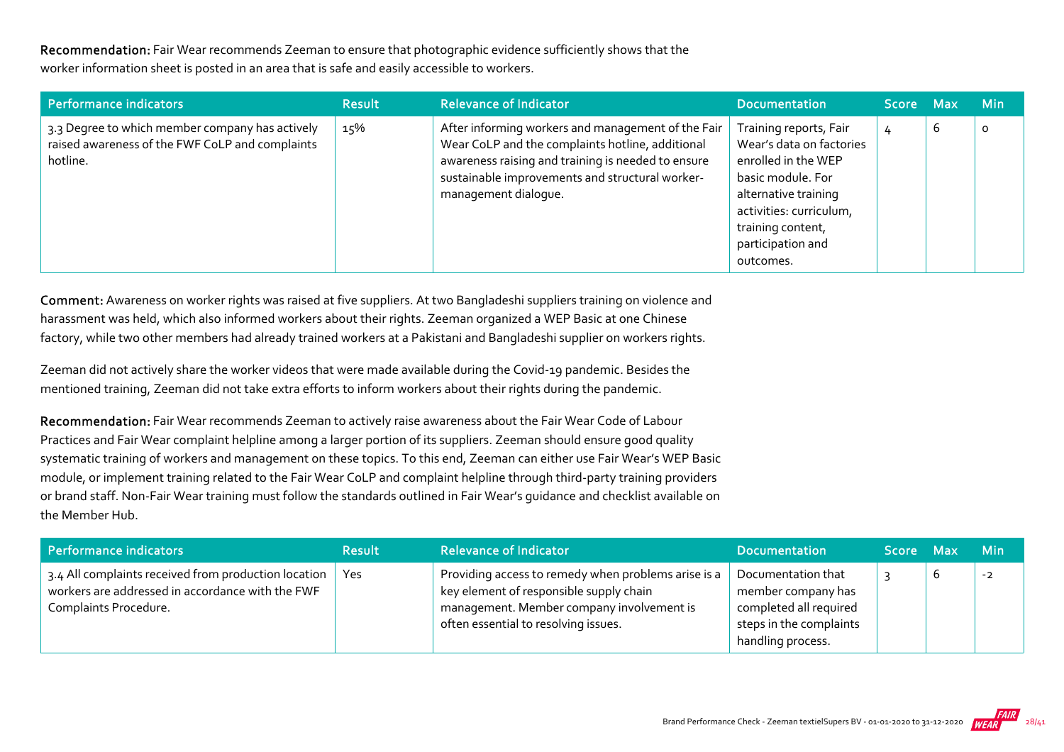**Recommendation:** Fair Wear recommends Zeeman to ensure that photographic evidence sufficiently shows that the worker information sheet is posted in an area that is safe and easily accessible to workers.

| Performance indicators | Result | Relevance of Indicator | Documentation | Score | Max | Min |
| --- | --- | --- | --- | --- | --- | --- |
| 3.3 Degree to which member company has actively raised awareness of the FWF CoLP and complaints hotline. | 15% | After informing workers and management of the Fair Wear CoLP and the complaints hotline, additional awareness raising and training is needed to ensure sustainable improvements and structural worker-management dialogue. | Training reports, Fair Wear's data on factories enrolled in the WEP basic module. For alternative training activities: curriculum, training content, participation and outcomes. | 4 | 6 | 0 |

**Comment:** Awareness on worker rights was raised at five suppliers. At two Bangladeshi suppliers training on violence and harassment was held, which also informed workers about their rights. Zeeman organized a WEP Basic at one Chinese factory, while two other members had already trained workers at a Pakistani and Bangladeshi supplier on workers rights.

Zeeman did not actively share the worker videos that were made available during the Covid-19 pandemic. Besides the mentioned training, Zeeman did not take extra efforts to inform workers about their rights during the pandemic.

**Recommendation:** Fair Wear recommends Zeeman to actively raise awareness about the Fair Wear Code of Labour Practices and Fair Wear complaint helpline among a larger portion of its suppliers. Zeeman should ensure good quality systematic training of workers and management on these topics. To this end, Zeeman can either use Fair Wear's WEP Basic module, or implement training related to the Fair Wear CoLP and complaint helpline through third-party training providers or brand staff. Non-Fair Wear training must follow the standards outlined in Fair Wear's guidance and checklist available on the Member Hub.

| Performance indicators | Result | Relevance of Indicator | Documentation | Score | Max | Min |
| --- | --- | --- | --- | --- | --- | --- |
| 3.4 All complaints received from production location workers are addressed in accordance with the FWF Complaints Procedure. | Yes | Providing access to remedy when problems arise is a key element of responsible supply chain management. Member company involvement is often essential to resolving issues. | Documentation that member company has completed all required steps in the complaints handling process. | 3 | 6 | -2 |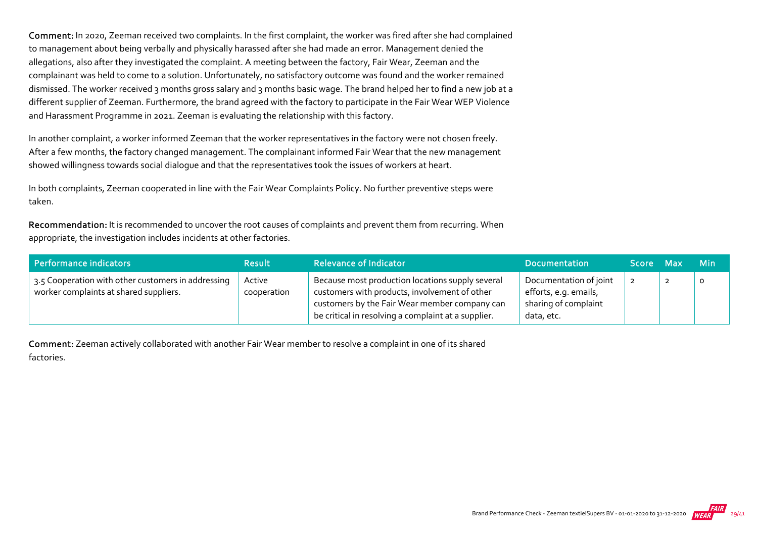**Comment:** In 2020, Zeeman received two complaints. In the first complaint, the worker was fired after she had complained to management about being verbally and physically harassed after she had made an error. Management denied the allegations, also after they investigated the complaint. A meeting between the factory, Fair Wear, Zeeman and the complainant was held to come to a solution. Unfortunately, no satisfactory outcome was found and the worker remained dismissed. The worker received 3 months gross salary and 3 months basic wage. The brand helped her to find a new job at a different supplier of Zeeman. Furthermore, the brand agreed with the factory to participate in the Fair Wear WEP Violence and Harassment Programme in 2021. Zeeman is evaluating the relationship with this factory.

In another complaint, a worker informed Zeeman that the worker representatives in the factory were not chosen freely. After a few months, the factory changed management. The complainant informed Fair Wear that the new management showed willingness towards social dialogue and that the representatives took the issues of workers at heart.

In both complaints, Zeeman cooperated in line with the Fair Wear Complaints Policy. No further preventive steps were taken.

**Recommendation:** It is recommended to uncover the root causes of complaints and prevent them from recurring. When appropriate, the investigation includes incidents at other factories.

| Performance indicators | Result | Relevance of Indicator | Documentation | Score | Max | Min |
|---|---|---|---|---|---|---|
| 3.5 Cooperation with other customers in addressing worker complaints at shared suppliers. | Active cooperation | Because most production locations supply several customers with products, involvement of other customers by the Fair Wear member company can be critical in resolving a complaint at a supplier. | Documentation of joint efforts, e.g. emails, sharing of complaint data, etc. | 2 | 2 | 0 |

**Comment:** Zeeman actively collaborated with another Fair Wear member to resolve a complaint in one of its shared factories.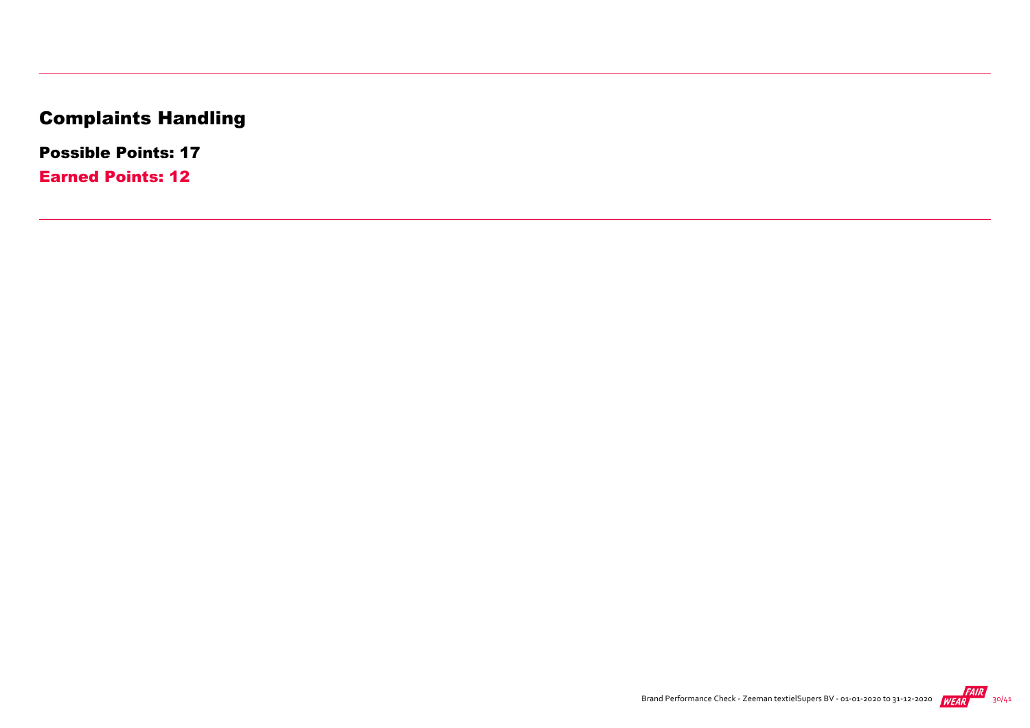# Complaints Handling

**Possible Points: 17**

**Earned Points: 12**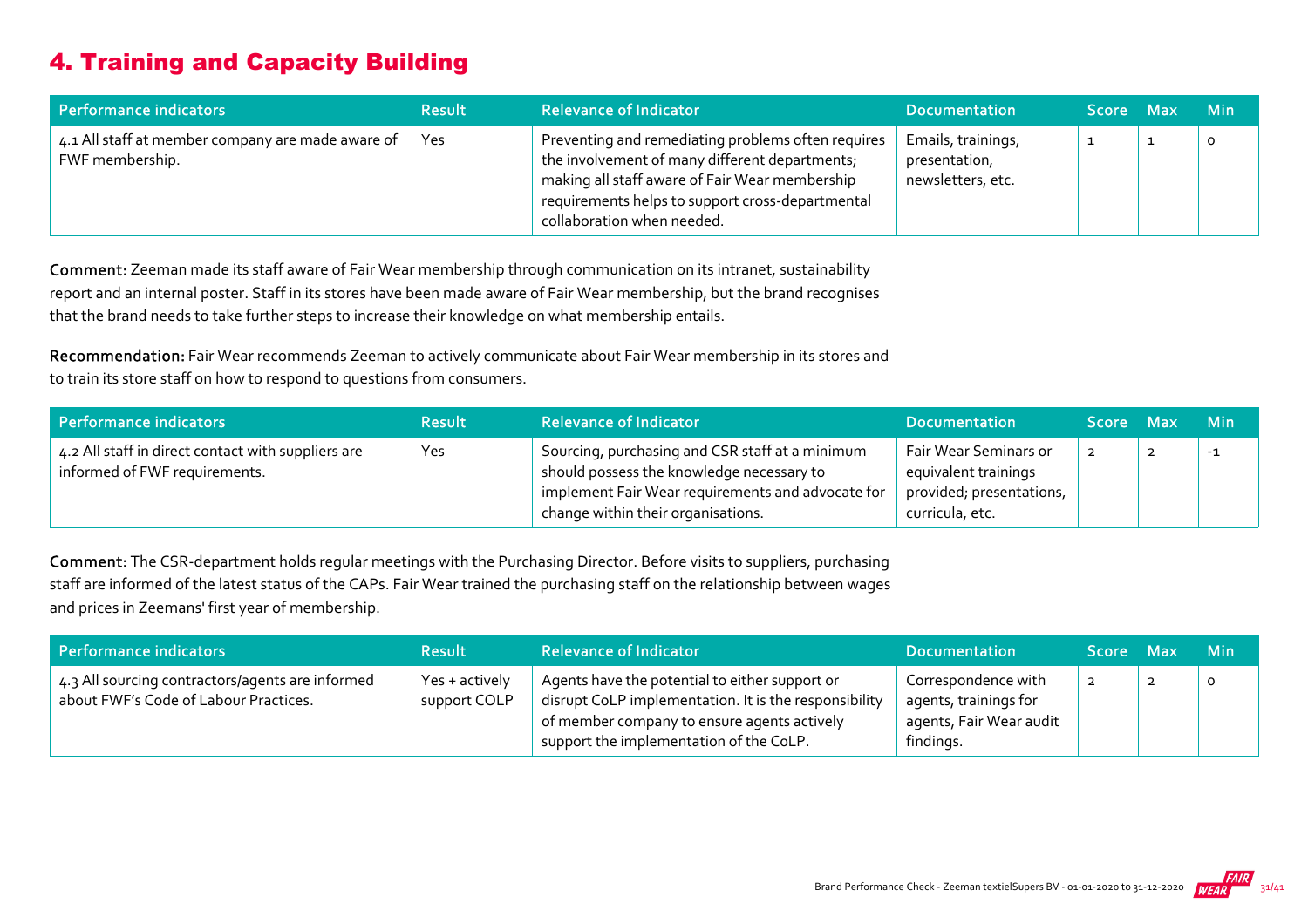## 4. Training and Capacity Building

| Performance indicators | Result | Relevance of Indicator | Documentation | Score | Max | Min |
|---|---|---|---|---|---|---|
| 4.1 All staff at member company are made aware of FWF membership. | Yes | Preventing and remediating problems often requires the involvement of many different departments; making all staff aware of Fair Wear membership requirements helps to support cross-departmental collaboration when needed. | Emails, trainings, presentation, newsletters, etc. | 1 | 1 | 0 |

**Comment:** Zeeman made its staff aware of Fair Wear membership through communication on its intranet, sustainability report and an internal poster. Staff in its stores have been made aware of Fair Wear membership, but the brand recognises that the brand needs to take further steps to increase their knowledge on what membership entails.

**Recommendation:** Fair Wear recommends Zeeman to actively communicate about Fair Wear membership in its stores and to train its store staff on how to respond to questions from consumers.

| Performance indicators | Result | Relevance of Indicator | Documentation | Score | Max | Min |
|---|---|---|---|---|---|---|
| 4.2 All staff in direct contact with suppliers are informed of FWF requirements. | Yes | Sourcing, purchasing and CSR staff at a minimum should possess the knowledge necessary to implement Fair Wear requirements and advocate for change within their organisations. | Fair Wear Seminars or equivalent trainings provided; presentations, curricula, etc. | 2 | 2 | -1 |

**Comment:** The CSR-department holds regular meetings with the Purchasing Director. Before visits to suppliers, purchasing staff are informed of the latest status of the CAPs. Fair Wear trained the purchasing staff on the relationship between wages and prices in Zeemans' first year of membership.

| Performance indicators | Result | Relevance of Indicator | Documentation | Score | Max | Min |
|---|---|---|---|---|---|---|
| 4.3 All sourcing contractors/agents are informed about FWF's Code of Labour Practices. | Yes + actively support COLP | Agents have the potential to either support or disrupt CoLP implementation. It is the responsibility of member company to ensure agents actively support the implementation of the CoLP. | Correspondence with agents, trainings for agents, Fair Wear audit findings. | 2 | 2 | 0 |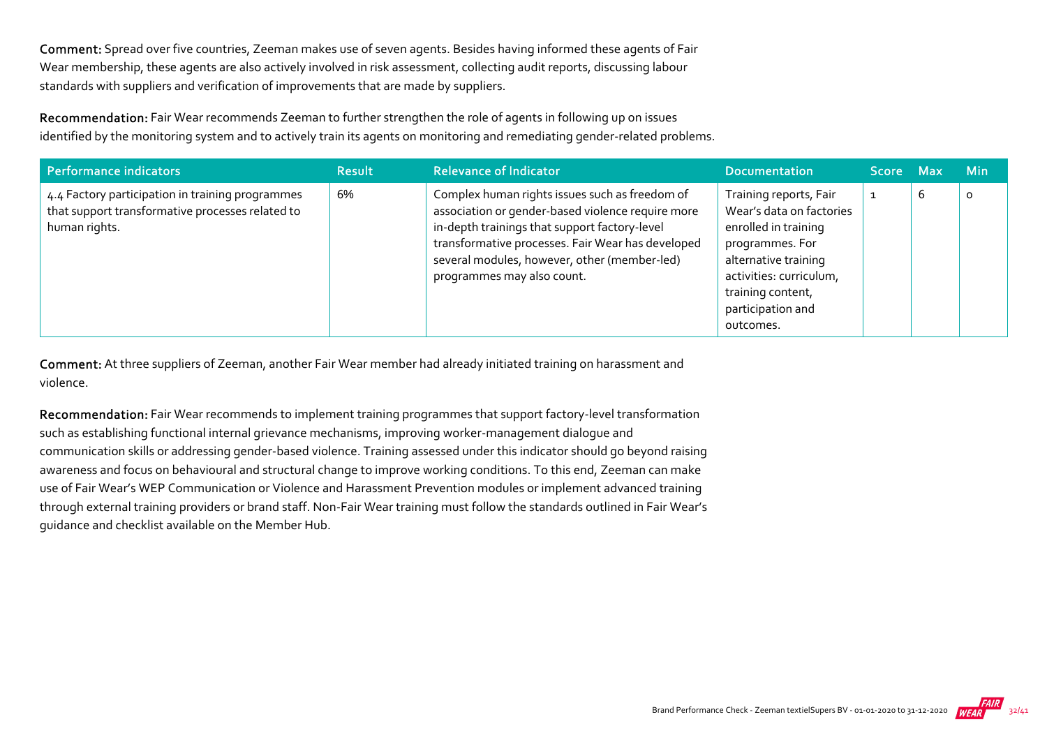**Comment:** Spread over five countries, Zeeman makes use of seven agents. Besides having informed these agents of Fair Wear membership, these agents are also actively involved in risk assessment, collecting audit reports, discussing labour standards with suppliers and verification of improvements that are made by suppliers.

**Recommendation:** Fair Wear recommends Zeeman to further strengthen the role of agents in following up on issues identified by the monitoring system and to actively train its agents on monitoring and remediating gender-related problems.

| Performance indicators | Result | Relevance of Indicator | Documentation | Score | Max | Min |
|---|---|---|---|---|---|---|
| 4.4 Factory participation in training programmes that support transformative processes related to human rights. | 6% | Complex human rights issues such as freedom of association or gender-based violence require more in-depth trainings that support factory-level transformative processes. Fair Wear has developed several modules, however, other (member-led) programmes may also count. | Training reports, Fair Wear's data on factories enrolled in training programmes. For alternative training activities: curriculum, training content, participation and outcomes. | 1 | 6 | 0 |

**Comment:** At three suppliers of Zeeman, another Fair Wear member had already initiated training on harassment and violence.

**Recommendation:** Fair Wear recommends to implement training programmes that support factory-level transformation such as establishing functional internal grievance mechanisms, improving worker-management dialogue and communication skills or addressing gender-based violence. Training assessed under this indicator should go beyond raising awareness and focus on behavioural and structural change to improve working conditions. To this end, Zeeman can make use of Fair Wear's WEP Communication or Violence and Harassment Prevention modules or implement advanced training through external training providers or brand staff. Non-Fair Wear training must follow the standards outlined in Fair Wear's guidance and checklist available on the Member Hub.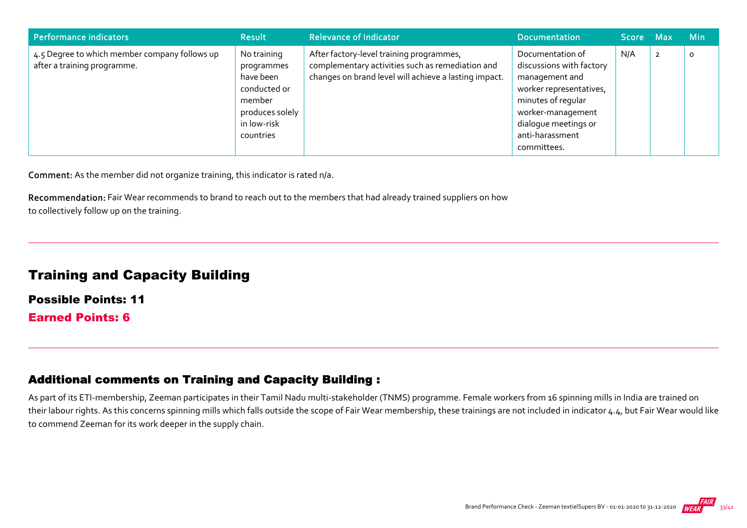| Performance indicators | Result | Relevance of Indicator | Documentation | Score | Max | Min |
| --- | --- | --- | --- | --- | --- | --- |
| 4.5 Degree to which member company follows up after a training programme. | No training programmes have been conducted or member produces solely in low-risk countries | After factory-level training programmes, complementary activities such as remediation and changes on brand level will achieve a lasting impact. | Documentation of discussions with factory management and worker representatives, minutes of regular worker-management dialogue meetings or anti-harassment committees. | N/A | 2 | 0 |

**Comment:** As the member did not organize training, this indicator is rated n/a.

**Recommendation:** Fair Wear recommends to brand to reach out to the members that had already trained suppliers on how to collectively follow up on the training.

## Training and Capacity Building

### Possible Points: 11

### Earned Points: 6

### Additional comments on Training and Capacity Building :

As part of its ETI-membership, Zeeman participates in their Tamil Nadu multi-stakeholder (TNMS) programme. Female workers from 16 spinning mills in India are trained on their labour rights. As this concerns spinning mills which falls outside the scope of Fair Wear membership, these trainings are not included in indicator 4.4, but Fair Wear would like to commend Zeeman for its work deeper in the supply chain.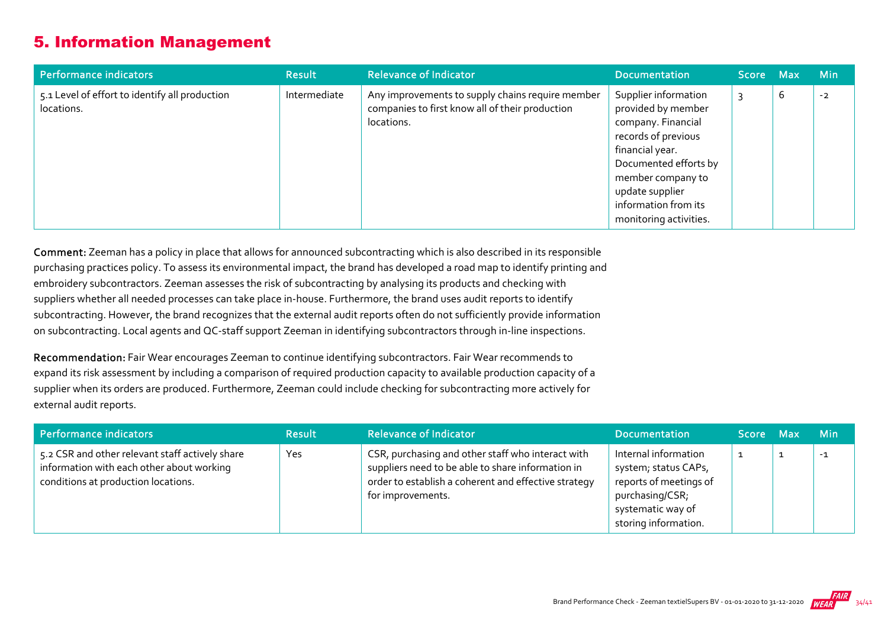## 5. Information Management

| Performance indicators | Result | Relevance of Indicator | Documentation | Score | Max | Min |
|---|---|---|---|---|---|---|
| 5.1 Level of effort to identify all production locations. | Intermediate | Any improvements to supply chains require member companies to first know all of their production locations. | Supplier information provided by member company. Financial records of previous financial year. Documented efforts by member company to update supplier information from its monitoring activities. | 3 | 6 | -2 |

**Comment:** Zeeman has a policy in place that allows for announced subcontracting which is also described in its responsible purchasing practices policy. To assess its environmental impact, the brand has developed a road map to identify printing and embroidery subcontractors. Zeeman assesses the risk of subcontracting by analysing its products and checking with suppliers whether all needed processes can take place in-house. Furthermore, the brand uses audit reports to identify subcontracting. However, the brand recognizes that the external audit reports often do not sufficiently provide information on subcontracting. Local agents and QC-staff support Zeeman in identifying subcontractors through in-line inspections.

**Recommendation:** Fair Wear encourages Zeeman to continue identifying subcontractors. Fair Wear recommends to expand its risk assessment by including a comparison of required production capacity to available production capacity of a supplier when its orders are produced. Furthermore, Zeeman could include checking for subcontracting more actively for external audit reports.

| Performance indicators | Result | Relevance of Indicator | Documentation | Score | Max | Min |
|---|---|---|---|---|---|---|
| 5.2 CSR and other relevant staff actively share information with each other about working conditions at production locations. | Yes | CSR, purchasing and other staff who interact with suppliers need to be able to share information in order to establish a coherent and effective strategy for improvements. | Internal information system; status CAPs, reports of meetings of purchasing/CSR; systematic way of storing information. | 1 | 1 | -1 |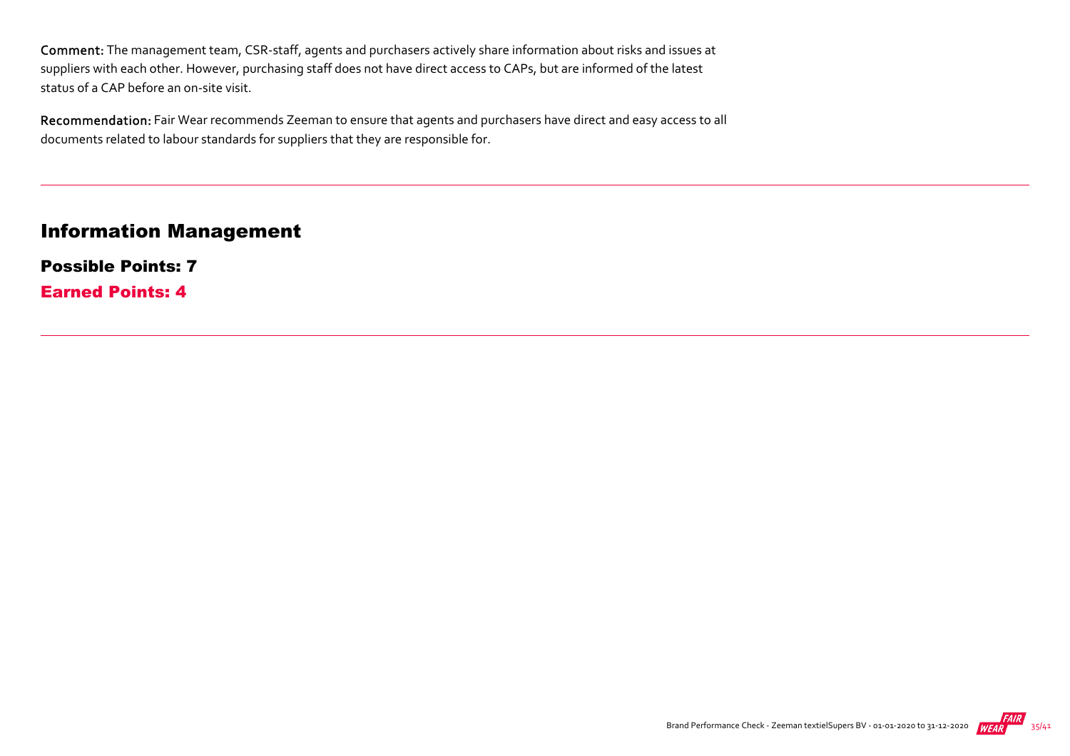**Comment:** The management team, CSR-staff, agents and purchasers actively share information about risks and issues at suppliers with each other. However, purchasing staff does not have direct access to CAPs, but are informed of the latest status of a CAP before an on-site visit.

**Recommendation:** Fair Wear recommends Zeeman to ensure that agents and purchasers have direct and easy access to all documents related to labour standards for suppliers that they are responsible for.

---

## Information Management

### Possible Points: 7

### Earned Points: 4

---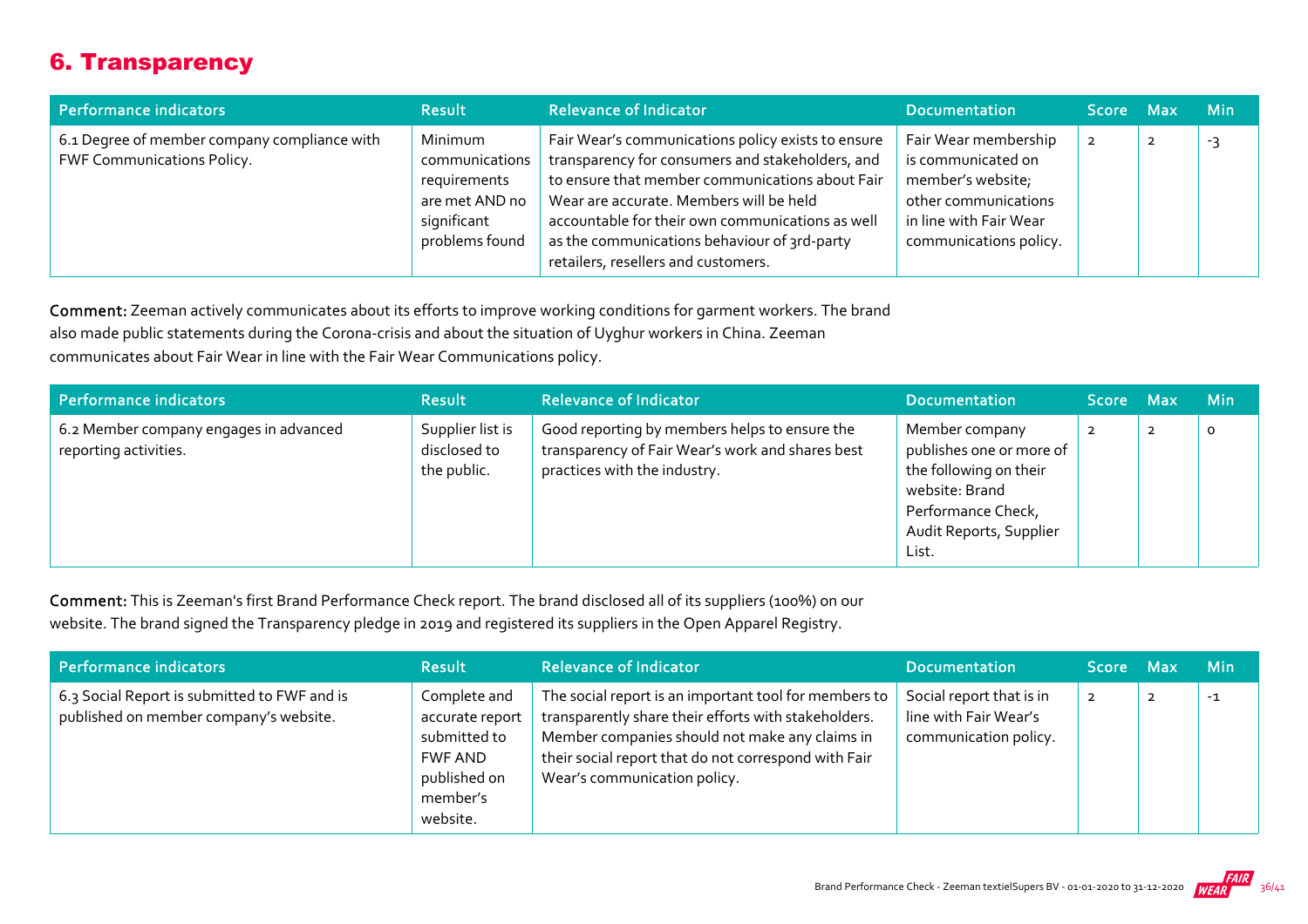## 6. Transparency

| Performance indicators | Result | Relevance of Indicator | Documentation | Score | Max | Min |
|---|---|---|---|---|---|---|
| 6.1 Degree of member company compliance with FWF Communications Policy. | Minimum communications requirements are met AND no significant problems found | Fair Wear's communications policy exists to ensure transparency for consumers and stakeholders, and to ensure that member communications about Fair Wear are accurate. Members will be held accountable for their own communications as well as the communications behaviour of 3rd-party retailers, resellers and customers. | Fair Wear membership is communicated on member's website; other communications in line with Fair Wear communications policy. | 2 | 2 | -3 |

**Comment:** Zeeman actively communicates about its efforts to improve working conditions for garment workers. The brand also made public statements during the Corona-crisis and about the situation of Uyghur workers in China. Zeeman communicates about Fair Wear in line with the Fair Wear Communications policy.

| Performance indicators | Result | Relevance of Indicator | Documentation | Score | Max | Min |
|---|---|---|---|---|---|---|
| 6.2 Member company engages in advanced reporting activities. | Supplier list is disclosed to the public. | Good reporting by members helps to ensure the transparency of Fair Wear's work and shares best practices with the industry. | Member company publishes one or more of the following on their website: Brand Performance Check, Audit Reports, Supplier List. | 2 | 2 | 0 |

**Comment:** This is Zeeman's first Brand Performance Check report. The brand disclosed all of its suppliers (100%) on our website. The brand signed the Transparency pledge in 2019 and registered its suppliers in the Open Apparel Registry.

| Performance indicators | Result | Relevance of Indicator | Documentation | Score | Max | Min |
|---|---|---|---|---|---|---|
| 6.3 Social Report is submitted to FWF and is published on member company's website. | Complete and accurate report submitted to FWF AND published on member's website. | The social report is an important tool for members to transparently share their efforts with stakeholders. Member companies should not make any claims in their social report that do not correspond with Fair Wear's communication policy. | Social report that is in line with Fair Wear's communication policy. | 2 | 2 | -1 |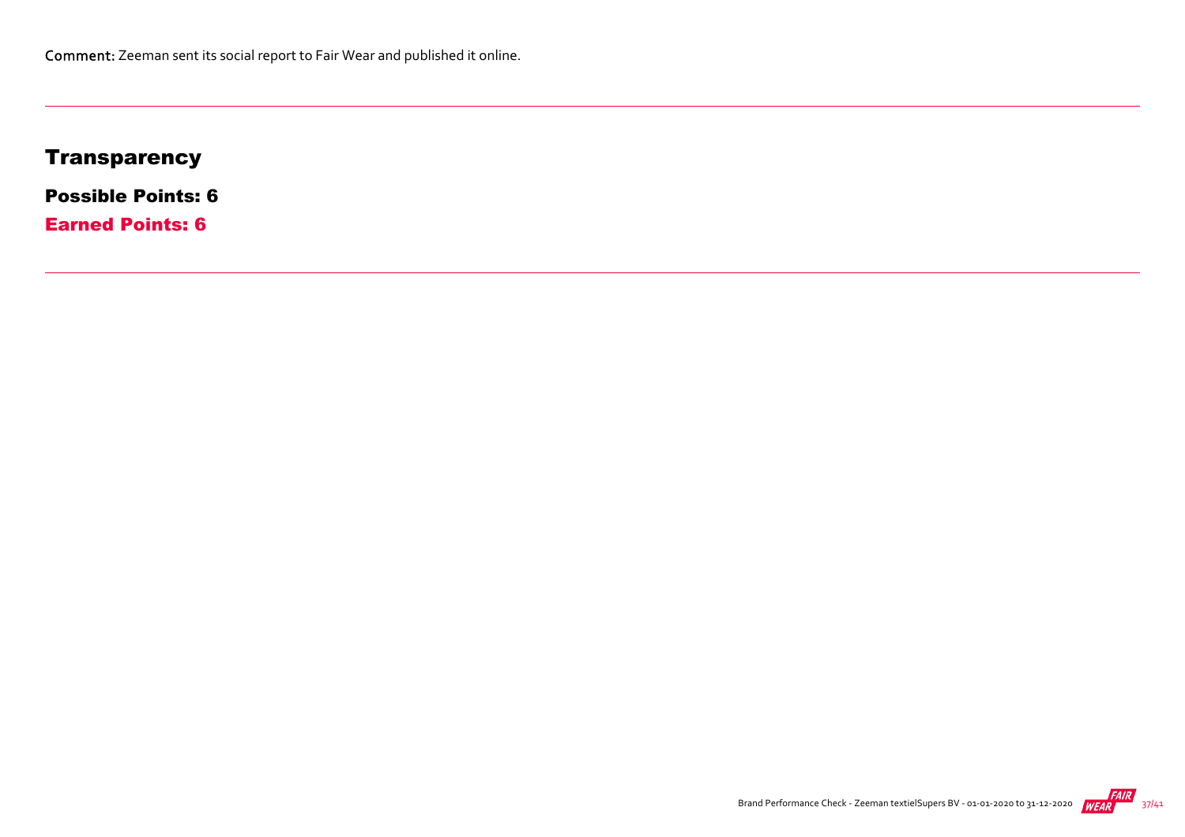**Comment:** Zeeman sent its social report to Fair Wear and published it online.

---

## Transparency

### Possible Points: 6

### Earned Points: 6

---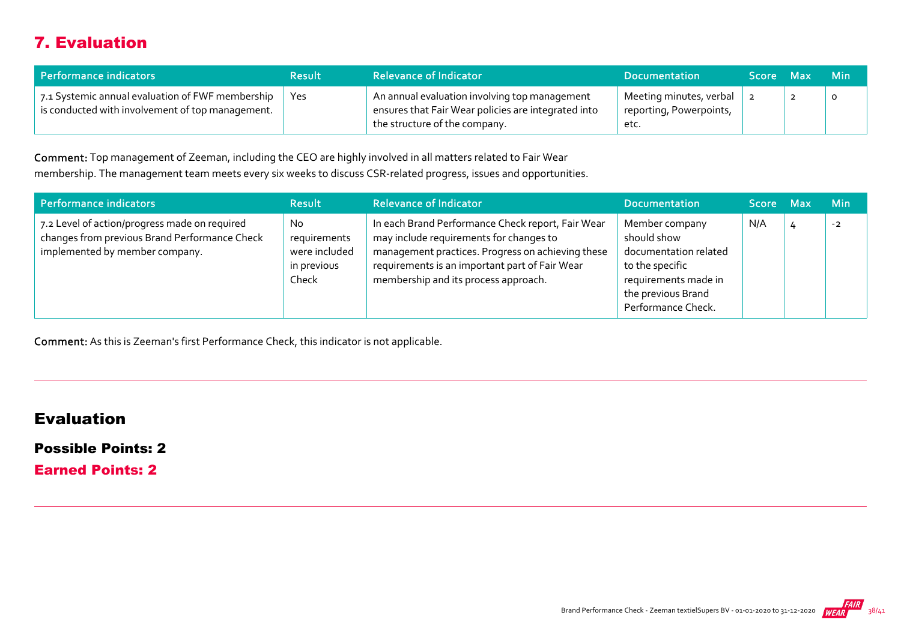## 7. Evaluation

| Performance indicators | Result | Relevance of Indicator | Documentation | Score | Max | Min |
|---|---|---|---|---|---|---|
| 7.1 Systemic annual evaluation of FWF membership is conducted with involvement of top management. | Yes | An annual evaluation involving top management ensures that Fair Wear policies are integrated into the structure of the company. | Meeting minutes, verbal reporting, Powerpoints, etc. | 2 | 2 | 0 |

**Comment:** Top management of Zeeman, including the CEO are highly involved in all matters related to Fair Wear membership. The management team meets every six weeks to discuss CSR-related progress, issues and opportunities.

| Performance indicators | Result | Relevance of Indicator | Documentation | Score | Max | Min |
|---|---|---|---|---|---|---|
| 7.2 Level of action/progress made on required changes from previous Brand Performance Check implemented by member company. | No requirements were included in previous Check | In each Brand Performance Check report, Fair Wear may include requirements for changes to management practices. Progress on achieving these requirements is an important part of Fair Wear membership and its process approach. | Member company should show documentation related to the specific requirements made in the previous Brand Performance Check. | N/A | 4 | -2 |

**Comment:** As this is Zeeman's first Performance Check, this indicator is not applicable.

---

## Evaluation

**Possible Points: 2**

**Earned Points: 2**

---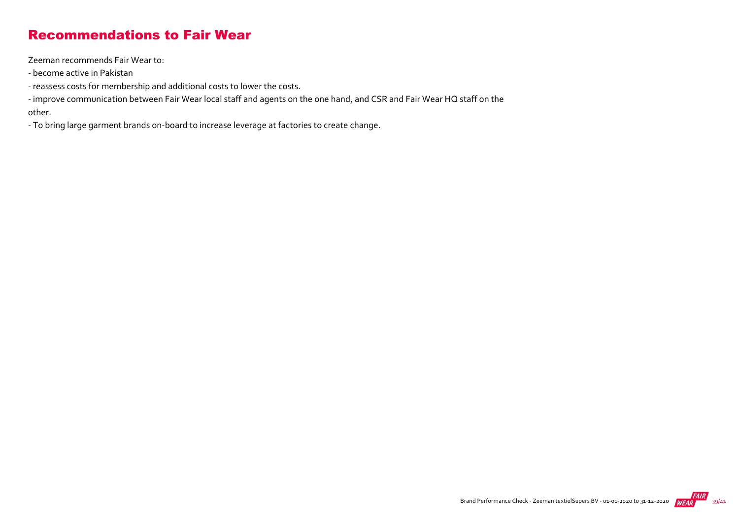## Recommendations to Fair Wear

Zeeman recommends Fair Wear to:

- become active in Pakistan
- reassess costs for membership and additional costs to lower the costs.
- improve communication between Fair Wear local staff and agents on the one hand, and CSR and Fair Wear HQ staff on the other.
- To bring large garment brands on-board to increase leverage at factories to create change.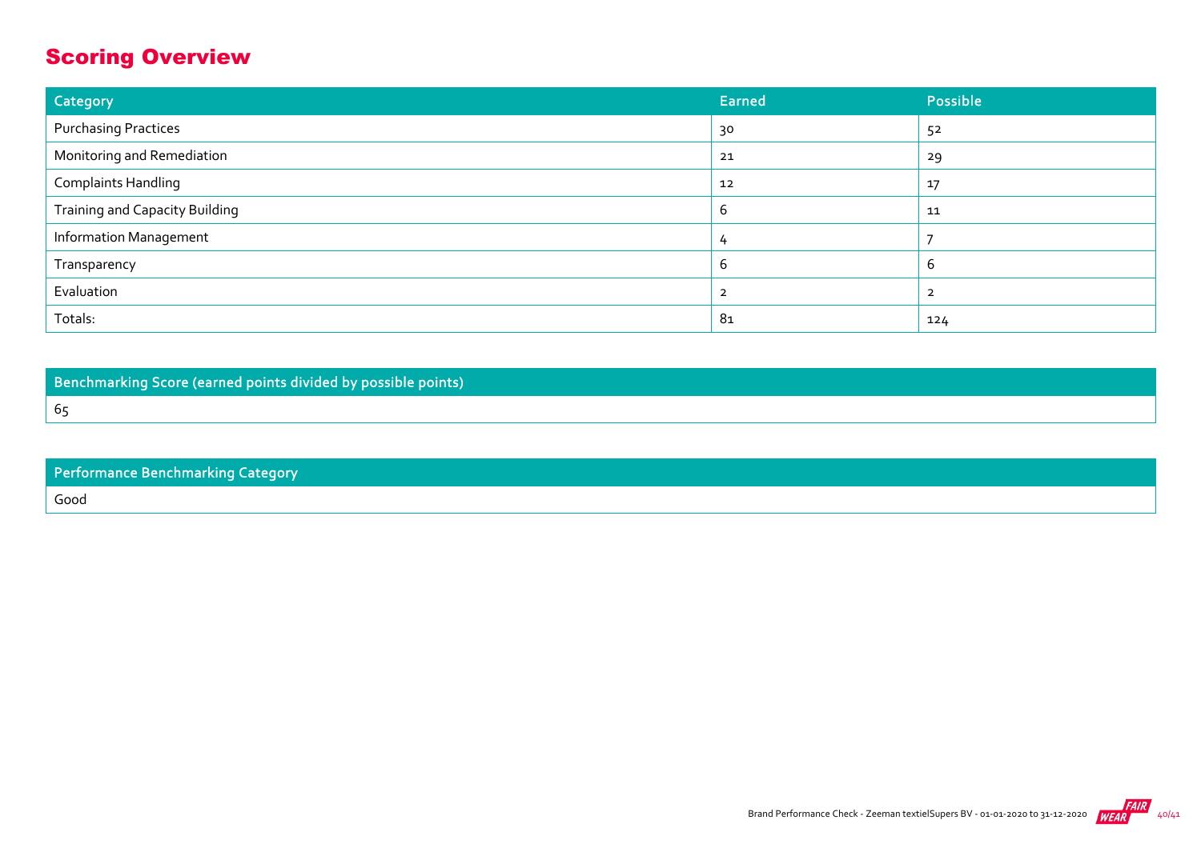## Scoring Overview

| Category | Earned | Possible |
|---|---|---|
| Purchasing Practices | 30 | 52 |
| Monitoring and Remediation | 21 | 29 |
| Complaints Handling | 12 | 17 |
| Training and Capacity Building | 6 | 11 |
| Information Management | 4 | 7 |
| Transparency | 6 | 6 |
| Evaluation | 2 | 2 |
| Totals: | 81 | 124 |

| Benchmarking Score (earned points divided by possible points) |
|---|
| 65 |

| Performance Benchmarking Category |
|---|
| Good |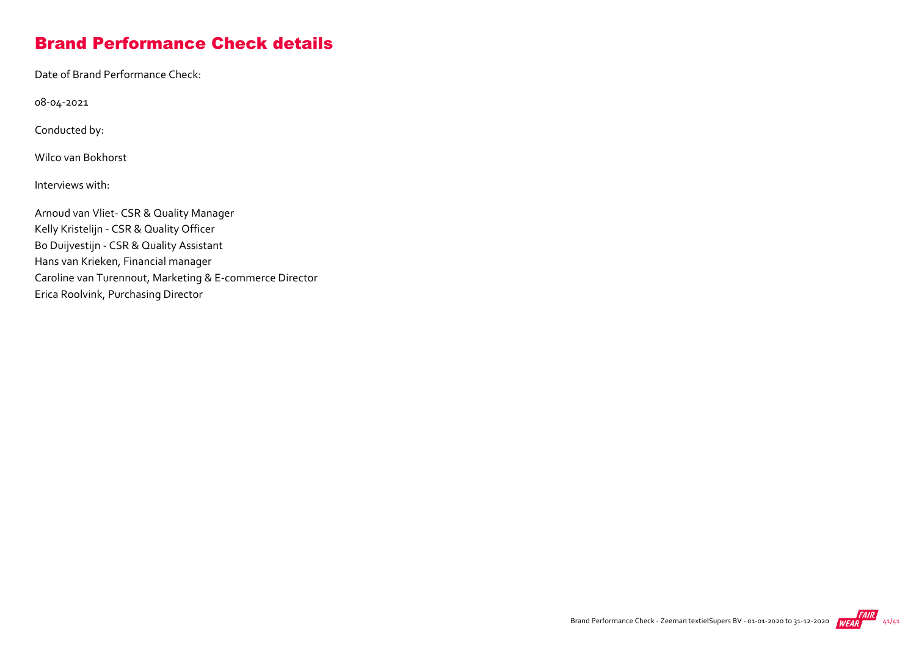## Brand Performance Check details

Date of Brand Performance Check:

08-04-2021

Conducted by:

Wilco van Bokhorst

Interviews with:

Arnoud van Vliet- CSR & Quality Manager
Kelly Kristelijn - CSR & Quality Officer
Bo Duijvestijn - CSR & Quality Assistant
Hans van Krieken, Financial manager
Caroline van Turennout, Marketing & E-commerce Director
Erica Roolvink, Purchasing Director